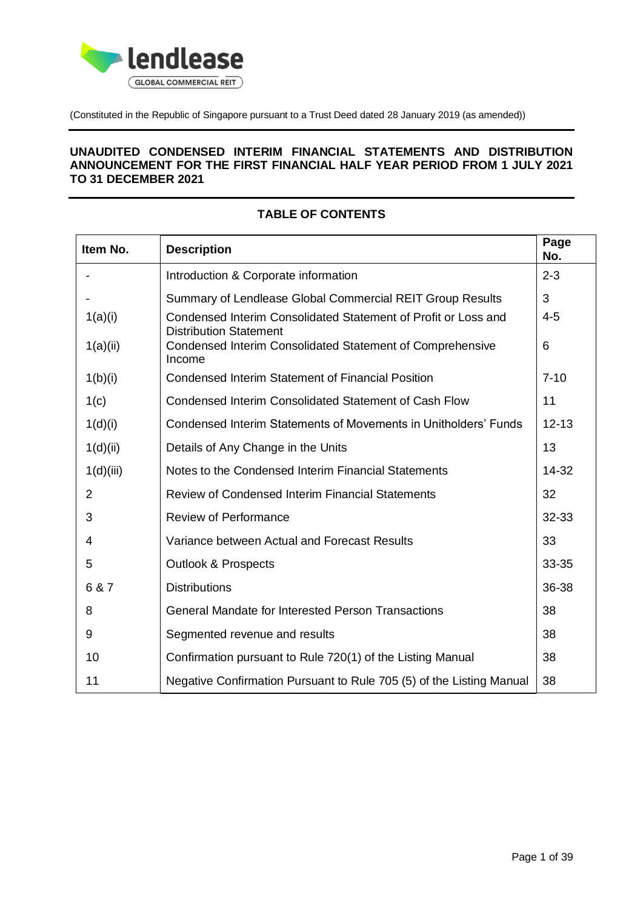(Constituted in the Republic of Singapore pursuant to a Trust Deed dated 28 January 2019 (as amended))

# UNAUDITED CONDENSED INTERIM FINANCIAL STATEMENTS AND DISTRIBUTION ANNOUNCEMENT FOR THE FIRST FINANCIAL HALF YEAR PERIOD FROM 1 JULY 2021 TO 31 DECEMBER 2021

## TABLE OF CONTENTS

| Item No. | Description | Page No. |
| --- | --- | --- |
| - | Introduction & Corporate information | 2-3 |
| - | Summary of Lendlease Global Commercial REIT Group Results | 3 |
| 1(a)(i) | Condensed Interim Consolidated Statement of Profit or Loss and Distribution Statement | 4-5 |
| 1(a)(ii) | Condensed Interim Consolidated Statement of Comprehensive Income | 6 |
| 1(b)(i) | Condensed Interim Statement of Financial Position | 7-10 |
| 1(c) | Condensed Interim Consolidated Statement of Cash Flow | 11 |
| 1(d)(i) | Condensed Interim Statements of Movements in Unitholders' Funds | 12-13 |
| 1(d)(ii) | Details of Any Change in the Units | 13 |
| 1(d)(iii) | Notes to the Condensed Interim Financial Statements | 14-32 |
| 2 | Review of Condensed Interim Financial Statements | 32 |
| 3 | Review of Performance | 32-33 |
| 4 | Variance between Actual and Forecast Results | 33 |
| 5 | Outlook & Prospects | 33-35 |
| 6 & 7 | Distributions | 36-38 |
| 8 | General Mandate for Interested Person Transactions | 38 |
| 9 | Segmented revenue and results | 38 |
| 10 | Confirmation pursuant to Rule 720(1) of the Listing Manual | 38 |
| 11 | Negative Confirmation Pursuant to Rule 705 (5) of the Listing Manual | 38 |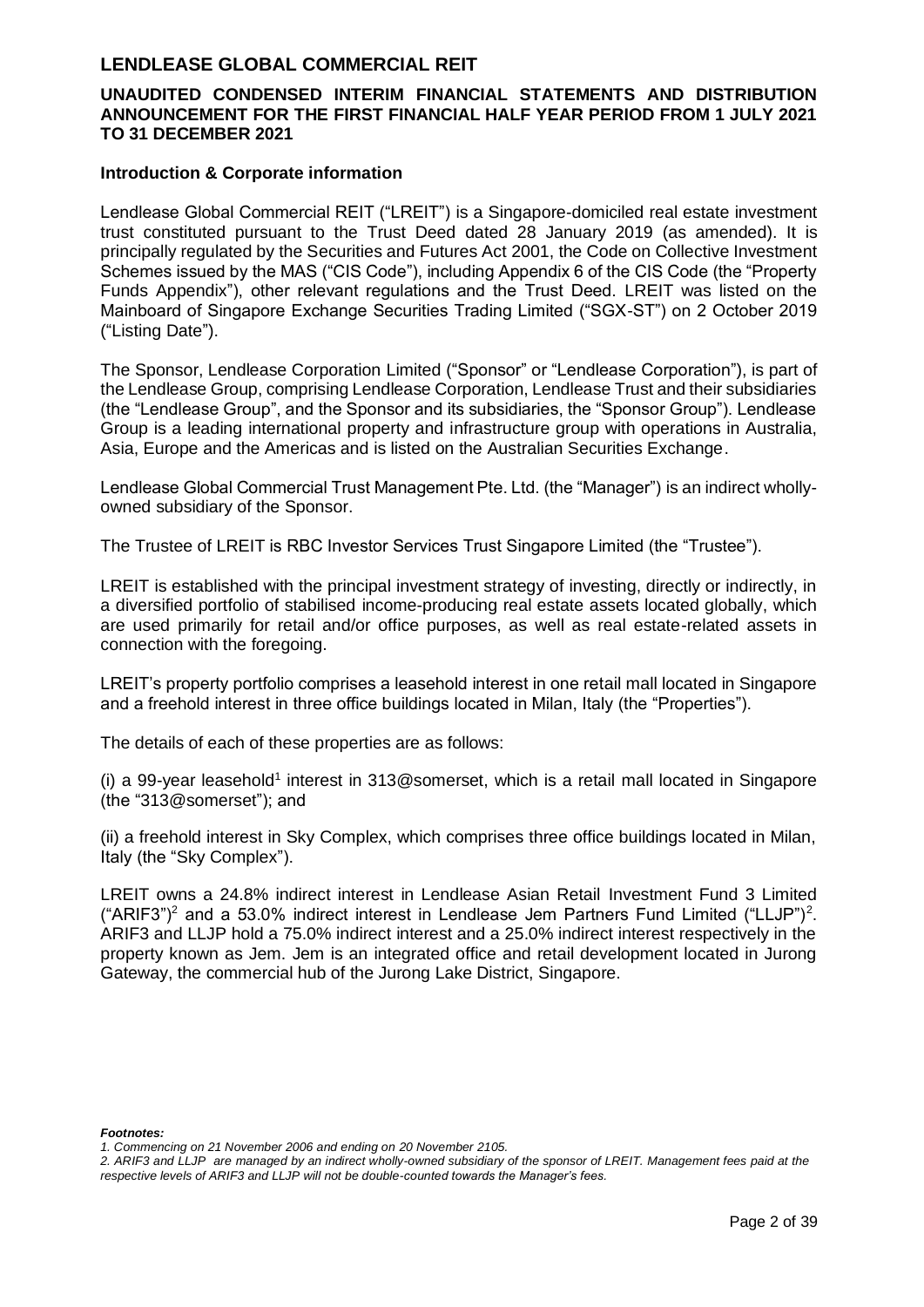# LENDLEASE GLOBAL COMMERCIAL REIT

## UNAUDITED CONDENSED INTERIM FINANCIAL STATEMENTS AND DISTRIBUTION ANNOUNCEMENT FOR THE FIRST FINANCIAL HALF YEAR PERIOD FROM 1 JULY 2021 TO 31 DECEMBER 2021

### Introduction & Corporate information

Lendlease Global Commercial REIT ("LREIT") is a Singapore-domiciled real estate investment trust constituted pursuant to the Trust Deed dated 28 January 2019 (as amended). It is principally regulated by the Securities and Futures Act 2001, the Code on Collective Investment Schemes issued by the MAS ("CIS Code"), including Appendix 6 of the CIS Code (the "Property Funds Appendix"), other relevant regulations and the Trust Deed. LREIT was listed on the Mainboard of Singapore Exchange Securities Trading Limited ("SGX-ST") on 2 October 2019 ("Listing Date").

The Sponsor, Lendlease Corporation Limited ("Sponsor" or "Lendlease Corporation"), is part of the Lendlease Group, comprising Lendlease Corporation, Lendlease Trust and their subsidiaries (the "Lendlease Group", and the Sponsor and its subsidiaries, the "Sponsor Group"). Lendlease Group is a leading international property and infrastructure group with operations in Australia, Asia, Europe and the Americas and is listed on the Australian Securities Exchange.

Lendlease Global Commercial Trust Management Pte. Ltd. (the "Manager") is an indirect wholly-owned subsidiary of the Sponsor.

The Trustee of LREIT is RBC Investor Services Trust Singapore Limited (the "Trustee").

LREIT is established with the principal investment strategy of investing, directly or indirectly, in a diversified portfolio of stabilised income-producing real estate assets located globally, which are used primarily for retail and/or office purposes, as well as real estate-related assets in connection with the foregoing.

LREIT's property portfolio comprises a leasehold interest in one retail mall located in Singapore and a freehold interest in three office buildings located in Milan, Italy (the "Properties").

The details of each of these properties are as follows:

(i) a 99-year leasehold[1] interest in 313@somerset, which is a retail mall located in Singapore (the "313@somerset"); and

(ii) a freehold interest in Sky Complex, which comprises three office buildings located in Milan, Italy (the "Sky Complex").

LREIT owns a 24.8% indirect interest in Lendlease Asian Retail Investment Fund 3 Limited ("ARIF3")[2] and a 53.0% indirect interest in Lendlease Jem Partners Fund Limited ("LLJP")[2]. ARIF3 and LLJP hold a 75.0% indirect interest and a 25.0% indirect interest respectively in the property known as Jem. Jem is an integrated office and retail development located in Jurong Gateway, the commercial hub of the Jurong Lake District, Singapore.

***Footnotes:***

*1. Commencing on 21 November 2006 and ending on 20 November 2105.*

*2. ARIF3 and LLJP are managed by an indirect wholly-owned subsidiary of the sponsor of LREIT. Management fees paid at the respective levels of ARIF3 and LLJP will not be double-counted towards the Manager's fees.*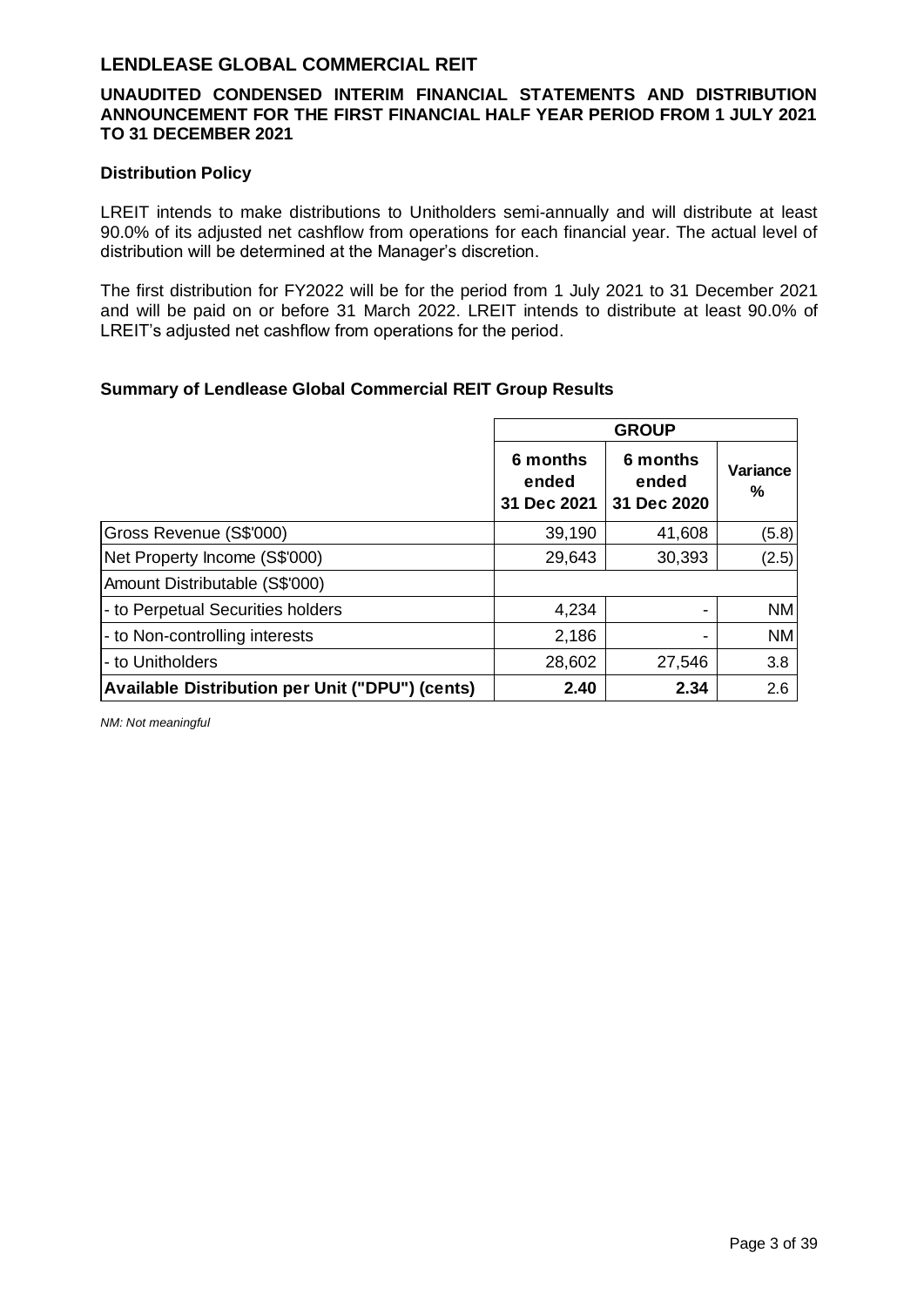# LENDLEASE GLOBAL COMMERCIAL REIT

## UNAUDITED CONDENSED INTERIM FINANCIAL STATEMENTS AND DISTRIBUTION ANNOUNCEMENT FOR THE FIRST FINANCIAL HALF YEAR PERIOD FROM 1 JULY 2021 TO 31 DECEMBER 2021

### Distribution Policy

LREIT intends to make distributions to Unitholders semi-annually and will distribute at least 90.0% of its adjusted net cashflow from operations for each financial year. The actual level of distribution will be determined at the Manager's discretion.

The first distribution for FY2022 will be for the period from 1 July 2021 to 31 December 2021 and will be paid on or before 31 March 2022. LREIT intends to distribute at least 90.0% of LREIT's adjusted net cashflow from operations for the period.

### Summary of Lendlease Global Commercial REIT Group Results

| | GROUP | | |
|---|---|---|---|
| | 6 months ended 31 Dec 2021 | 6 months ended 31 Dec 2020 | Variance % |
| Gross Revenue (S$'000) | 39,190 | 41,608 | (5.8) |
| Net Property Income (S$'000) | 29,643 | 30,393 | (2.5) |
| Amount Distributable (S$'000) | | | |
| - to Perpetual Securities holders | 4,234 | - | NM |
| - to Non-controlling interests | 2,186 | - | NM |
| - to Unitholders | 28,602 | 27,546 | 3.8 |
| **Available Distribution per Unit ("DPU") (cents)** | **2.40** | **2.34** | 2.6 |

*NM: Not meaningful*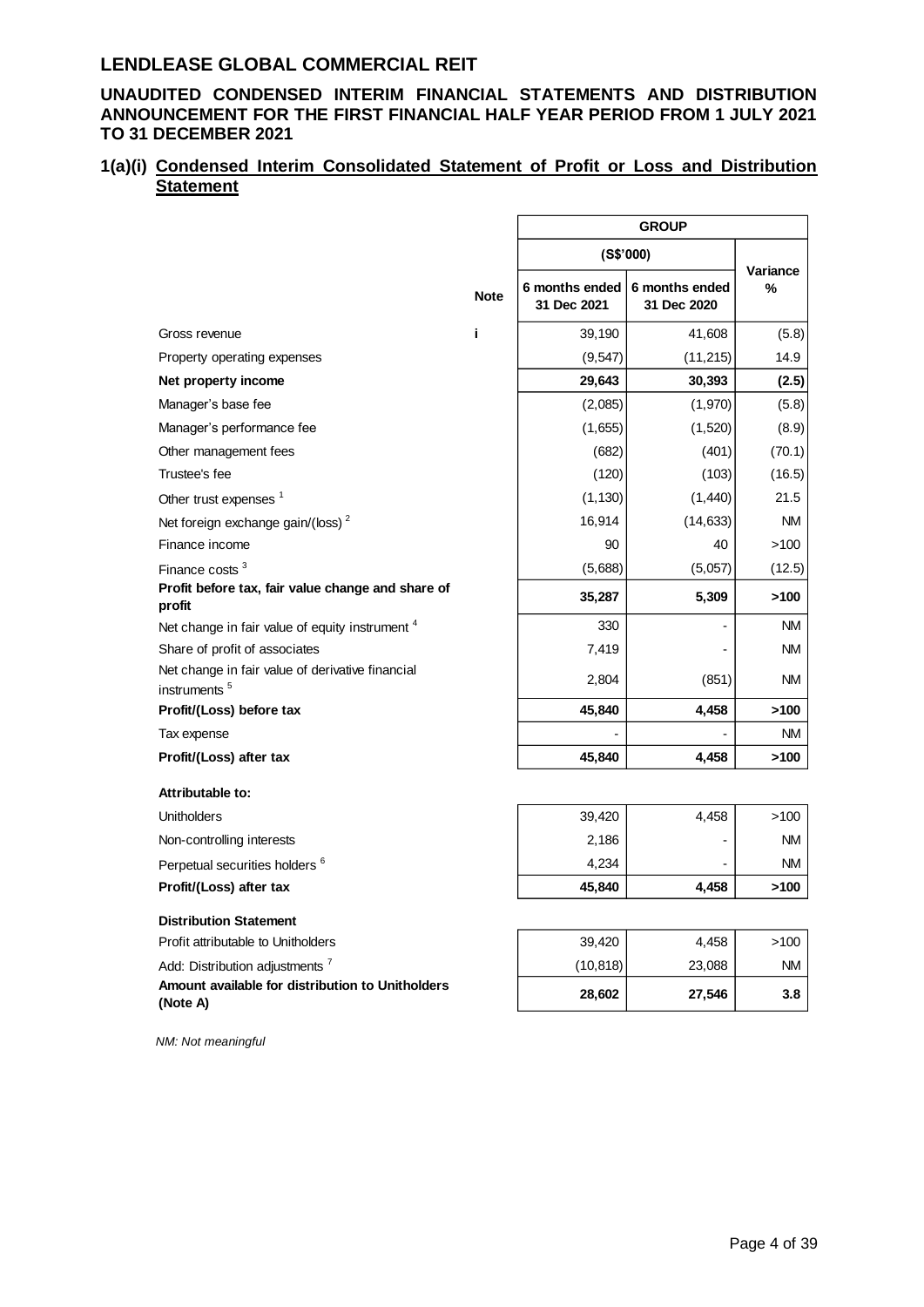# LENDLEASE GLOBAL COMMERCIAL REIT

## UNAUDITED CONDENSED INTERIM FINANCIAL STATEMENTS AND DISTRIBUTION ANNOUNCEMENT FOR THE FIRST FINANCIAL HALF YEAR PERIOD FROM 1 JULY 2021 TO 31 DECEMBER 2021

### 1(a)(i) Condensed Interim Consolidated Statement of Profit or Loss and Distribution Statement

| | Note | GROUP (S$'000) 6 months ended 31 Dec 2021 | GROUP (S$'000) 6 months ended 31 Dec 2020 | Variance % |
|---|---|---|---|---|
| Gross revenue | i | 39,190 | 41,608 | (5.8) |
| Property operating expenses | | (9,547) | (11,215) | 14.9 |
| **Net property income** | | **29,643** | **30,393** | **(2.5)** |
| Manager's base fee | | (2,085) | (1,970) | (5.8) |
| Manager's performance fee | | (1,655) | (1,520) | (8.9) |
| Other management fees | | (682) | (401) | (70.1) |
| Trustee's fee | | (120) | (103) | (16.5) |
| Other trust expenses [1] | | (1,130) | (1,440) | 21.5 |
| Net foreign exchange gain/(loss) [2] | | 16,914 | (14,633) | NM |
| Finance income | | 90 | 40 | >100 |
| Finance costs [3] | | (5,688) | (5,057) | (12.5) |
| **Profit before tax, fair value change and share of profit** | | **35,287** | **5,309** | **>100** |
| Net change in fair value of equity instrument [4] | | 330 | - | NM |
| Share of profit of associates | | 7,419 | - | NM |
| Net change in fair value of derivative financial instruments [5] | | 2,804 | (851) | NM |
| **Profit/(Loss) before tax** | | **45,840** | **4,458** | **>100** |
| Tax expense | | - | - | NM |
| **Profit/(Loss) after tax** | | **45,840** | **4,458** | **>100** |
| **Attributable to:** | | | | |
| Unitholders | | 39,420 | 4,458 | >100 |
| Non-controlling interests | | 2,186 | - | NM |
| Perpetual securities holders [6] | | 4,234 | - | NM |
| **Profit/(Loss) after tax** | | **45,840** | **4,458** | **>100** |
| **Distribution Statement** | | | | |
| Profit attributable to Unitholders | | 39,420 | 4,458 | >100 |
| Add: Distribution adjustments [7] | | (10,818) | 23,088 | NM |
| **Amount available for distribution to Unitholders (Note A)** | | **28,602** | **27,546** | **3.8** |

*NM: Not meaningful*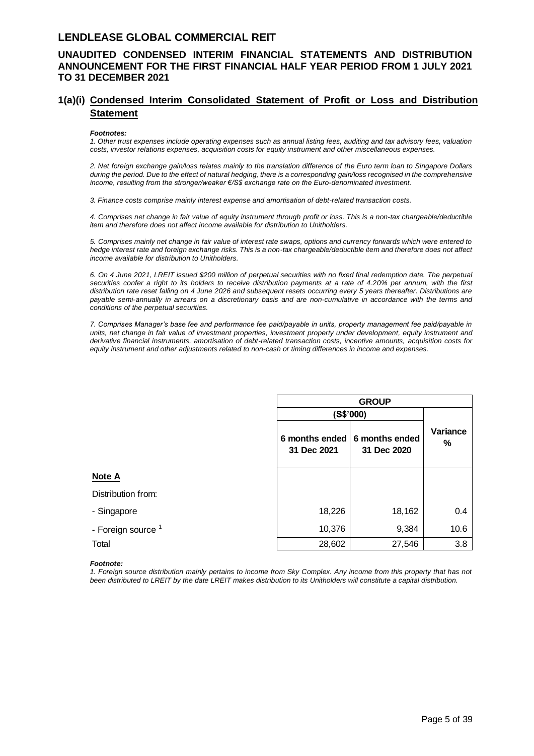## 1(a)(i) Condensed Interim Consolidated Statement of Profit or Loss and Distribution Statement

***Footnotes:***

*1. Other trust expenses include operating expenses such as annual listing fees, auditing and tax advisory fees, valuation costs, investor relations expenses, acquisition costs for equity instrument and other miscellaneous expenses.*

*2. Net foreign exchange gain/loss relates mainly to the translation difference of the Euro term loan to Singapore Dollars during the period. Due to the effect of natural hedging, there is a corresponding gain/loss recognised in the comprehensive income, resulting from the stronger/weaker €/S$ exchange rate on the Euro-denominated investment.*

*3. Finance costs comprise mainly interest expense and amortisation of debt-related transaction costs.*

*4. Comprises net change in fair value of equity instrument through profit or loss. This is a non-tax chargeable/deductible item and therefore does not affect income available for distribution to Unitholders.*

*5. Comprises mainly net change in fair value of interest rate swaps, options and currency forwards which were entered to hedge interest rate and foreign exchange risks. This is a non-tax chargeable/deductible item and therefore does not affect income available for distribution to Unitholders.*

*6. On 4 June 2021, LREIT issued $200 million of perpetual securities with no fixed final redemption date. The perpetual securities confer a right to its holders to receive distribution payments at a rate of 4.20% per annum, with the first distribution rate reset falling on 4 June 2026 and subsequent resets occurring every 5 years thereafter. Distributions are payable semi-annually in arrears on a discretionary basis and are non-cumulative in accordance with the terms and conditions of the perpetual securities.*

*7. Comprises Manager's base fee and performance fee paid/payable in units, property management fee paid/payable in units, net change in fair value of investment properties, investment property under development, equity instrument and derivative financial instruments, amortisation of debt-related transaction costs, incentive amounts, acquisition costs for equity instrument and other adjustments related to non-cash or timing differences in income and expenses.*

| | GROUP | | |
|---|---|---|---|
| | (S$'000) | | |
| | 6 months ended 31 Dec 2021 | 6 months ended 31 Dec 2020 | Variance % |
| **Note A** | | | |
| Distribution from: | | | |
| - Singapore | 18,226 | 18,162 | 0.4 |
| - Foreign source [1] | 10,376 | 9,384 | 10.6 |
| Total | 28,602 | 27,546 | 3.8 |

***Footnote:***

*1. Foreign source distribution mainly pertains to income from Sky Complex. Any income from this property that has not been distributed to LREIT by the date LREIT makes distribution to its Unitholders will constitute a capital distribution.*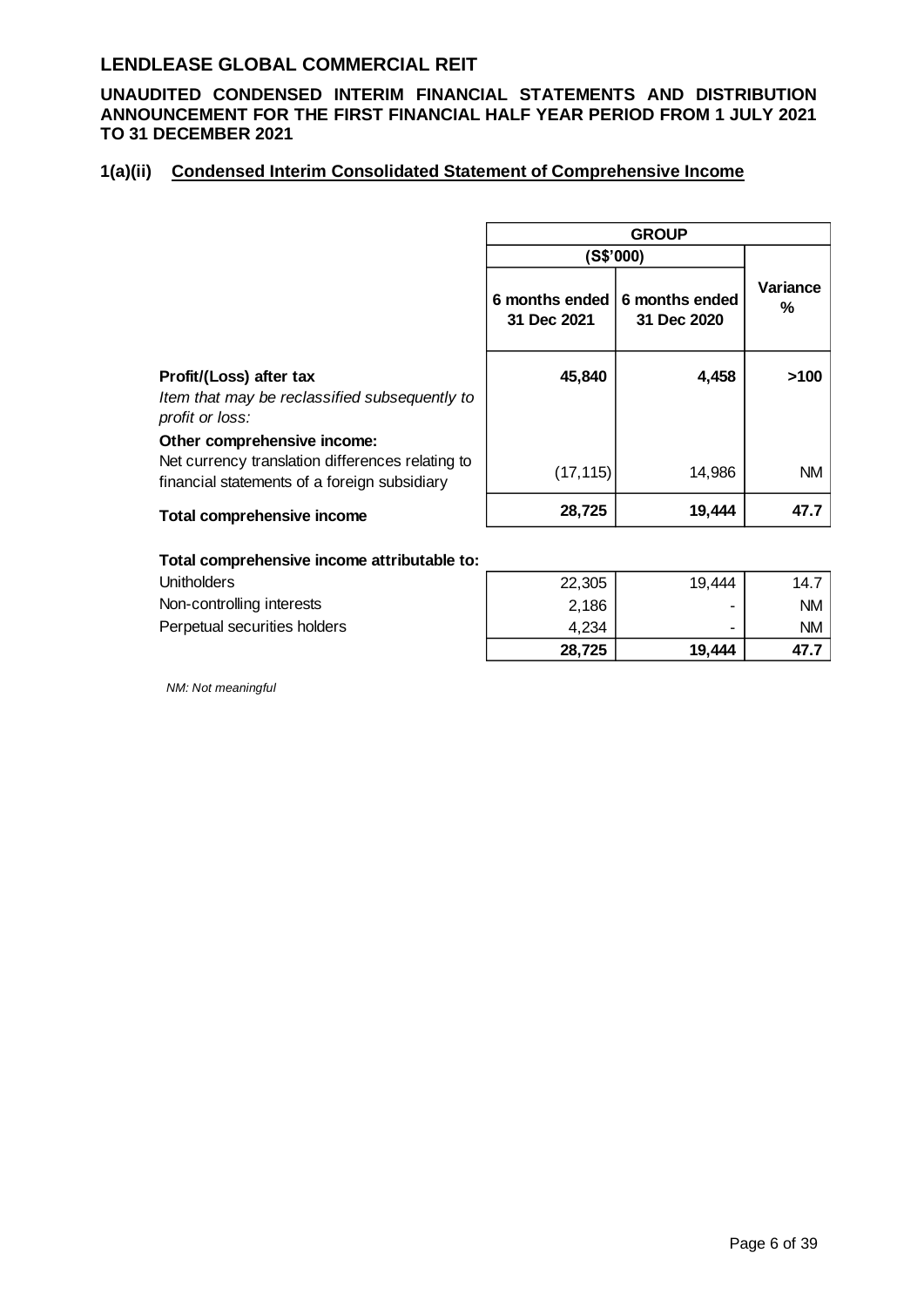## LENDLEASE GLOBAL COMMERCIAL REIT

**UNAUDITED CONDENSED INTERIM FINANCIAL STATEMENTS AND DISTRIBUTION ANNOUNCEMENT FOR THE FIRST FINANCIAL HALF YEAR PERIOD FROM 1 JULY 2021 TO 31 DECEMBER 2021**

### 1(a)(ii) Condensed Interim Consolidated Statement of Comprehensive Income

| | GROUP | | |
|---|---|---|---|
| | (S$'000) | | |
| | 6 months ended 31 Dec 2021 | 6 months ended 31 Dec 2020 | Variance % |
| **Profit/(Loss) after tax** | **45,840** | **4,458** | **>100** |
| *Item that may be reclassified subsequently to profit or loss:* | | | |
| **Other comprehensive income:** | | | |
| Net currency translation differences relating to financial statements of a foreign subsidiary | (17,115) | 14,986 | NM |
| **Total comprehensive income** | **28,725** | **19,444** | **47.7** |
| | | | |
| **Total comprehensive income attributable to:** | | | |
| Unitholders | 22,305 | 19,444 | 14.7 |
| Non-controlling interests | 2,186 | - | NM |
| Perpetual securities holders | 4,234 | - | NM |
| | **28,725** | **19,444** | **47.7** |

*NM: Not meaningful*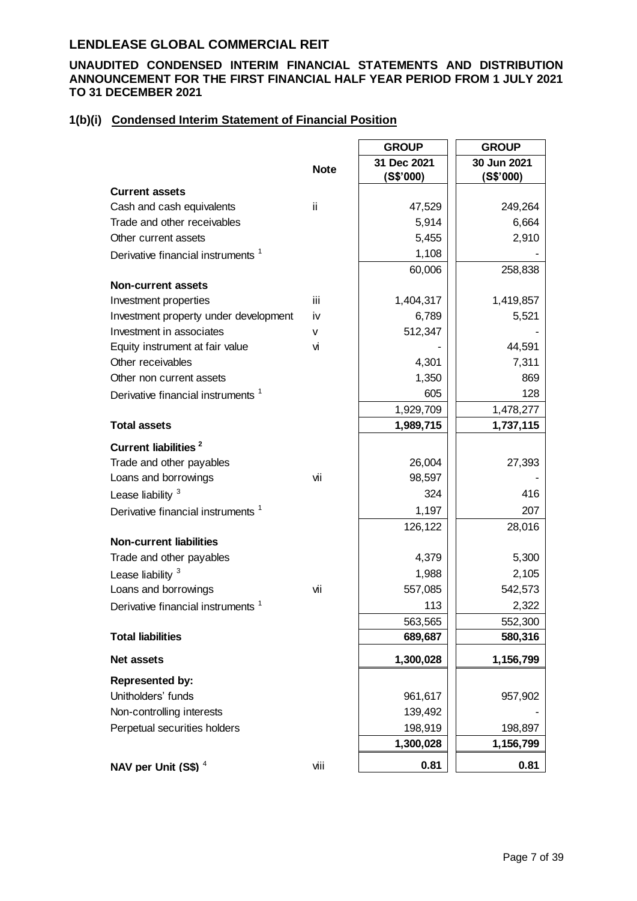## LENDLEASE GLOBAL COMMERCIAL REIT

### UNAUDITED CONDENSED INTERIM FINANCIAL STATEMENTS AND DISTRIBUTION ANNOUNCEMENT FOR THE FIRST FINANCIAL HALF YEAR PERIOD FROM 1 JULY 2021 TO 31 DECEMBER 2021

### 1(b)(i) Condensed Interim Statement of Financial Position

| | Note | GROUP 31 Dec 2021 (S$'000) | GROUP 30 Jun 2021 (S$'000) |
|---|---|---|---|
| **Current assets** | | | |
| Cash and cash equivalents | ii | 47,529 | 249,264 |
| Trade and other receivables | | 5,914 | 6,664 |
| Other current assets | | 5,455 | 2,910 |
| Derivative financial instruments [1] | | 1,108 | - |
| | | 60,006 | 258,838 |
| **Non-current assets** | | | |
| Investment properties | iii | 1,404,317 | 1,419,857 |
| Investment property under development | iv | 6,789 | 5,521 |
| Investment in associates | v | 512,347 | - |
| Equity instrument at fair value | vi | - | 44,591 |
| Other receivables | | 4,301 | 7,311 |
| Other non current assets | | 1,350 | 869 |
| Derivative financial instruments [1] | | 605 | 128 |
| | | 1,929,709 | 1,478,277 |
| **Total assets** | | **1,989,715** | **1,737,115** |
| **Current liabilities [2]** | | | |
| Trade and other payables | | 26,004 | 27,393 |
| Loans and borrowings | vii | 98,597 | - |
| Lease liability [3] | | 324 | 416 |
| Derivative financial instruments [1] | | 1,197 | 207 |
| | | 126,122 | 28,016 |
| **Non-current liabilities** | | | |
| Trade and other payables | | 4,379 | 5,300 |
| Lease liability [3] | | 1,988 | 2,105 |
| Loans and borrowings | vii | 557,085 | 542,573 |
| Derivative financial instruments [1] | | 113 | 2,322 |
| | | 563,565 | 552,300 |
| **Total liabilities** | | **689,687** | **580,316** |
| **Net assets** | | **1,300,028** | **1,156,799** |
| **Represented by:** | | | |
| Unitholders' funds | | 961,617 | 957,902 |
| Non-controlling interests | | 139,492 | - |
| Perpetual securities holders | | 198,919 | 198,897 |
| | | **1,300,028** | **1,156,799** |
| **NAV per Unit (S$) [4]** | viii | **0.81** | **0.81** |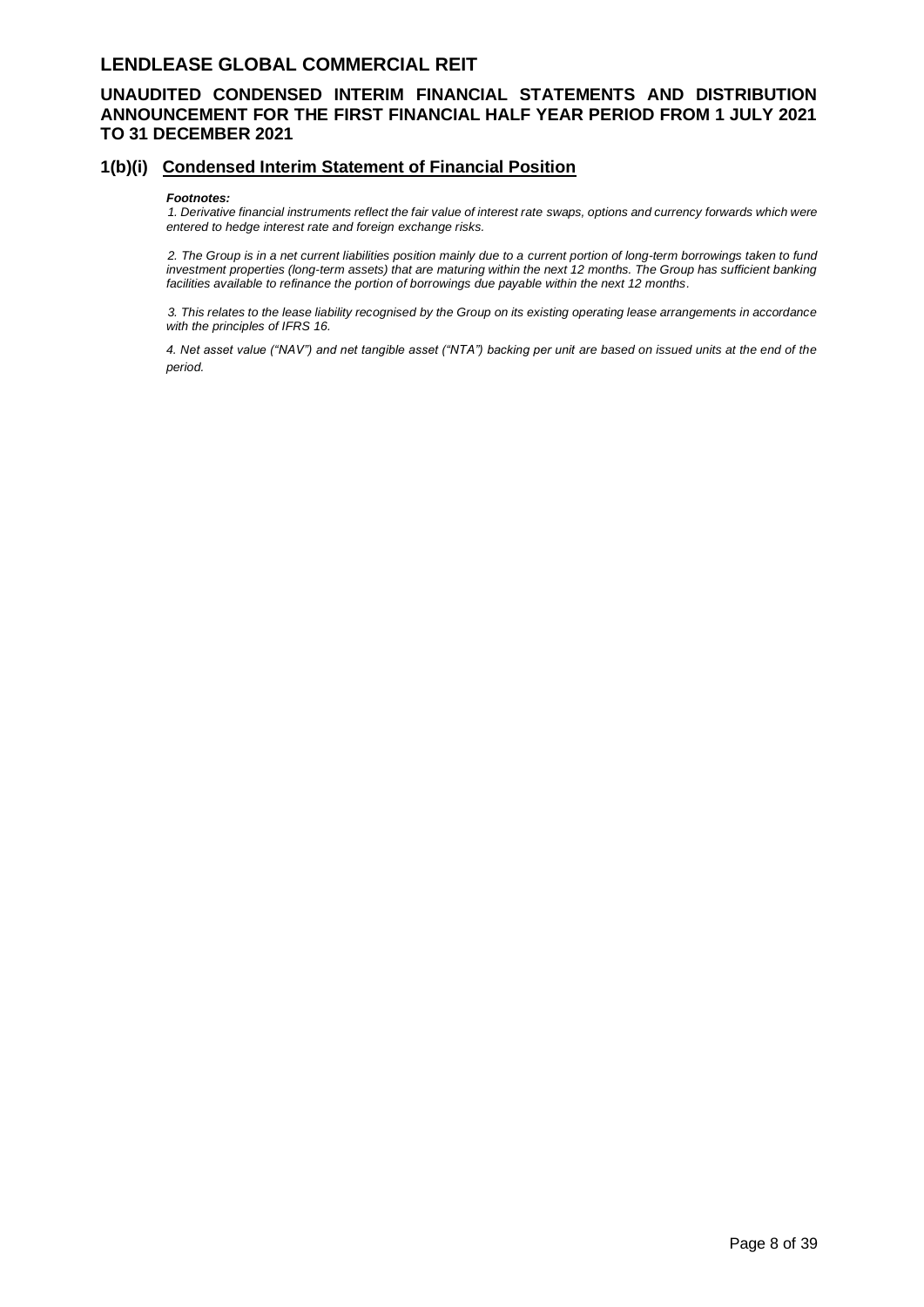## 1(b)(i) Condensed Interim Statement of Financial Position

***Footnotes:***

*1. Derivative financial instruments reflect the fair value of interest rate swaps, options and currency forwards which were entered to hedge interest rate and foreign exchange risks.*

*2. The Group is in a net current liabilities position mainly due to a current portion of long-term borrowings taken to fund investment properties (long-term assets) that are maturing within the next 12 months. The Group has sufficient banking facilities available to refinance the portion of borrowings due payable within the next 12 months.*

*3. This relates to the lease liability recognised by the Group on its existing operating lease arrangements in accordance with the principles of IFRS 16.*

*4. Net asset value ("NAV") and net tangible asset ("NTA") backing per unit are based on issued units at the end of the period.*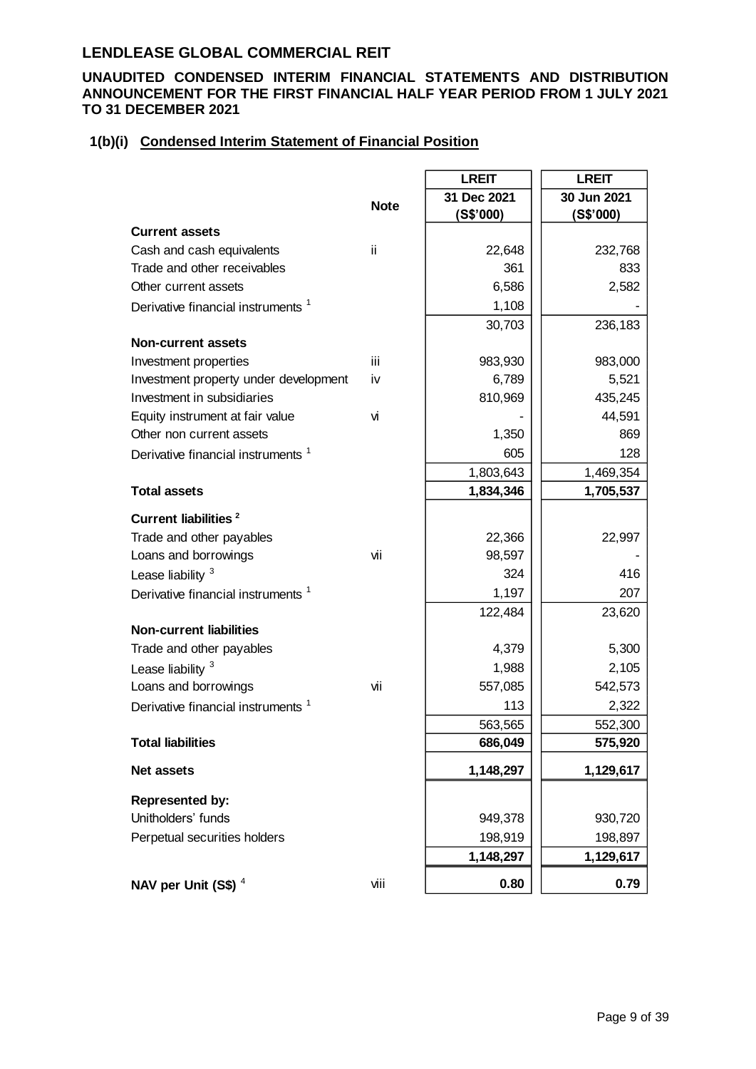## LENDLEASE GLOBAL COMMERCIAL REIT

**UNAUDITED CONDENSED INTERIM FINANCIAL STATEMENTS AND DISTRIBUTION ANNOUNCEMENT FOR THE FIRST FINANCIAL HALF YEAR PERIOD FROM 1 JULY 2021 TO 31 DECEMBER 2021**

### 1(b)(i) Condensed Interim Statement of Financial Position

| | Note | LREIT 31 Dec 2021 (S$'000) | LREIT 30 Jun 2021 (S$'000) |
|---|---|---|---|
| **Current assets** | | | |
| Cash and cash equivalents | ii | 22,648 | 232,768 |
| Trade and other receivables | | 361 | 833 |
| Other current assets | | 6,586 | 2,582 |
| Derivative financial instruments [1] | | 1,108 | - |
| | | 30,703 | 236,183 |
| **Non-current assets** | | | |
| Investment properties | iii | 983,930 | 983,000 |
| Investment property under development | iv | 6,789 | 5,521 |
| Investment in subsidiaries | | 810,969 | 435,245 |
| Equity instrument at fair value | vi | - | 44,591 |
| Other non current assets | | 1,350 | 869 |
| Derivative financial instruments [1] | | 605 | 128 |
| | | 1,803,643 | 1,469,354 |
| **Total assets** | | **1,834,346** | **1,705,537** |
| **Current liabilities [2]** | | | |
| Trade and other payables | | 22,366 | 22,997 |
| Loans and borrowings | vii | 98,597 | - |
| Lease liability [3] | | 324 | 416 |
| Derivative financial instruments [1] | | 1,197 | 207 |
| | | 122,484 | 23,620 |
| **Non-current liabilities** | | | |
| Trade and other payables | | 4,379 | 5,300 |
| Lease liability [3] | | 1,988 | 2,105 |
| Loans and borrowings | vii | 557,085 | 542,573 |
| Derivative financial instruments [1] | | 113 | 2,322 |
| | | 563,565 | 552,300 |
| **Total liabilities** | | **686,049** | **575,920** |
| **Net assets** | | **1,148,297** | **1,129,617** |
| **Represented by:** | | | |
| Unitholders' funds | | 949,378 | 930,720 |
| Perpetual securities holders | | 198,919 | 198,897 |
| | | **1,148,297** | **1,129,617** |
| **NAV per Unit (S$)** [4] | viii | **0.80** | **0.79** |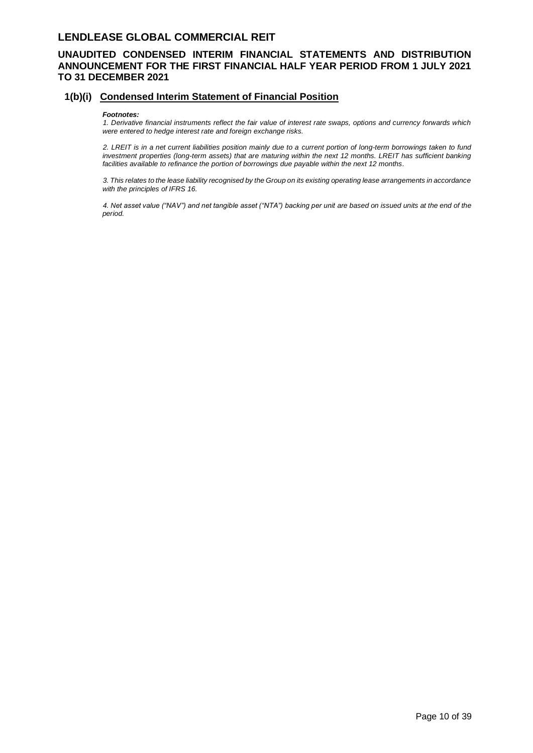## 1(b)(i) Condensed Interim Statement of Financial Position

***Footnotes:***

*1. Derivative financial instruments reflect the fair value of interest rate swaps, options and currency forwards which were entered to hedge interest rate and foreign exchange risks.*

*2. LREIT is in a net current liabilities position mainly due to a current portion of long-term borrowings taken to fund investment properties (long-term assets) that are maturing within the next 12 months. LREIT has sufficient banking facilities available to refinance the portion of borrowings due payable within the next 12 months.*

*3. This relates to the lease liability recognised by the Group on its existing operating lease arrangements in accordance with the principles of IFRS 16.*

*4. Net asset value ("NAV") and net tangible asset ("NTA") backing per unit are based on issued units at the end of the period.*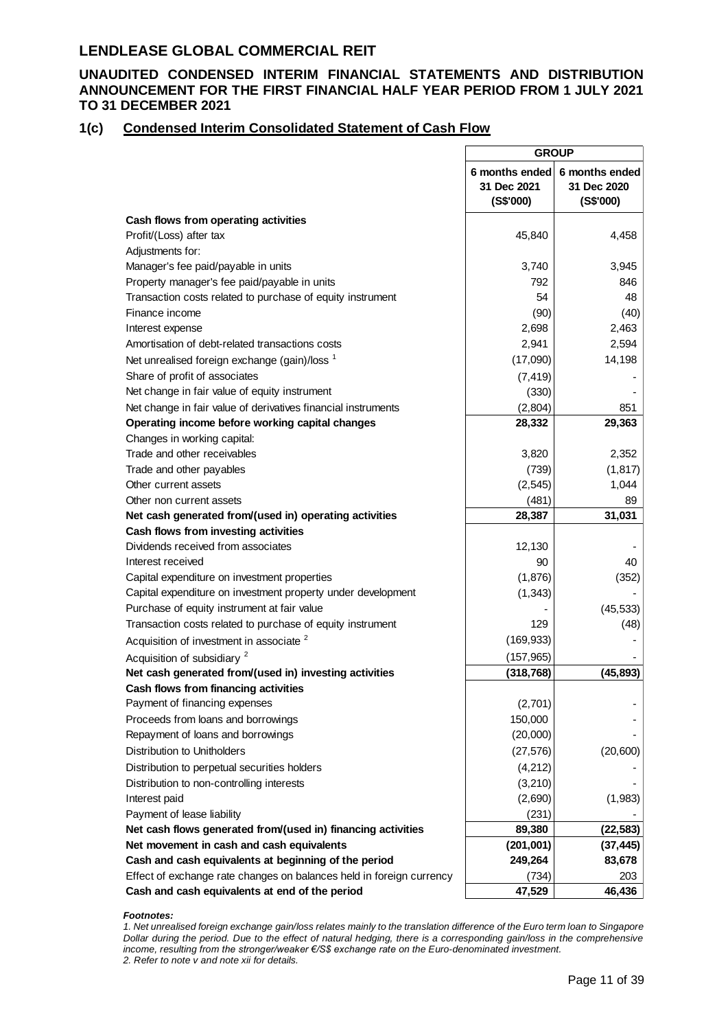# LENDLEASE GLOBAL COMMERCIAL REIT

## UNAUDITED CONDENSED INTERIM FINANCIAL STATEMENTS AND DISTRIBUTION ANNOUNCEMENT FOR THE FIRST FINANCIAL HALF YEAR PERIOD FROM 1 JULY 2021 TO 31 DECEMBER 2021

### 1(c) Condensed Interim Consolidated Statement of Cash Flow

| | GROUP | |
|---|---|---|
| | 6 months ended 31 Dec 2021 (S$'000) | 6 months ended 31 Dec 2020 (S$'000) |
| **Cash flows from operating activities** | | |
| Profit/(Loss) after tax | 45,840 | 4,458 |
| Adjustments for: | | |
| Manager's fee paid/payable in units | 3,740 | 3,945 |
| Property manager's fee paid/payable in units | 792 | 846 |
| Transaction costs related to purchase of equity instrument | 54 | 48 |
| Finance income | (90) | (40) |
| Interest expense | 2,698 | 2,463 |
| Amortisation of debt-related transactions costs | 2,941 | 2,594 |
| Net unrealised foreign exchange (gain)/loss [1] | (17,090) | 14,198 |
| Share of profit of associates | (7,419) | - |
| Net change in fair value of equity instrument | (330) | - |
| Net change in fair value of derivatives financial instruments | (2,804) | 851 |
| **Operating income before working capital changes** | **28,332** | **29,363** |
| Changes in working capital: | | |
| Trade and other receivables | 3,820 | 2,352 |
| Trade and other payables | (739) | (1,817) |
| Other current assets | (2,545) | 1,044 |
| Other non current assets | (481) | 89 |
| **Net cash generated from/(used in) operating activities** | **28,387** | **31,031** |
| **Cash flows from investing activities** | | |
| Dividends received from associates | 12,130 | - |
| Interest received | 90 | 40 |
| Capital expenditure on investment properties | (1,876) | (352) |
| Capital expenditure on investment property under development | (1,343) | - |
| Purchase of equity instrument at fair value | - | (45,533) |
| Transaction costs related to purchase of equity instrument | 129 | (48) |
| Acquisition of investment in associate [2] | (169,933) | - |
| Acquisition of subsidiary [2] | (157,965) | - |
| **Net cash generated from/(used in) investing activities** | **(318,768)** | **(45,893)** |
| **Cash flows from financing activities** | | |
| Payment of financing expenses | (2,701) | - |
| Proceeds from loans and borrowings | 150,000 | - |
| Repayment of loans and borrowings | (20,000) | - |
| Distribution to Unitholders | (27,576) | (20,600) |
| Distribution to perpetual securities holders | (4,212) | - |
| Distribution to non-controlling interests | (3,210) | - |
| Interest paid | (2,690) | (1,983) |
| Payment of lease liability | (231) | - |
| **Net cash flows generated from/(used in) financing activities** | **89,380** | **(22,583)** |
| **Net movement in cash and cash equivalents** | **(201,001)** | **(37,445)** |
| **Cash and cash equivalents at beginning of the period** | **249,264** | **83,678** |
| Effect of exchange rate changes on balances held in foreign currency | (734) | 203 |
| **Cash and cash equivalents at end of the period** | **47,529** | **46,436** |

***Footnotes:***

*1. Net unrealised foreign exchange gain/loss relates mainly to the translation difference of the Euro term loan to Singapore Dollar during the period. Due to the effect of natural hedging, there is a corresponding gain/loss in the comprehensive income, resulting from the stronger/weaker €/S$ exchange rate on the Euro-denominated investment.*

*2. Refer to note v and note xii for details.*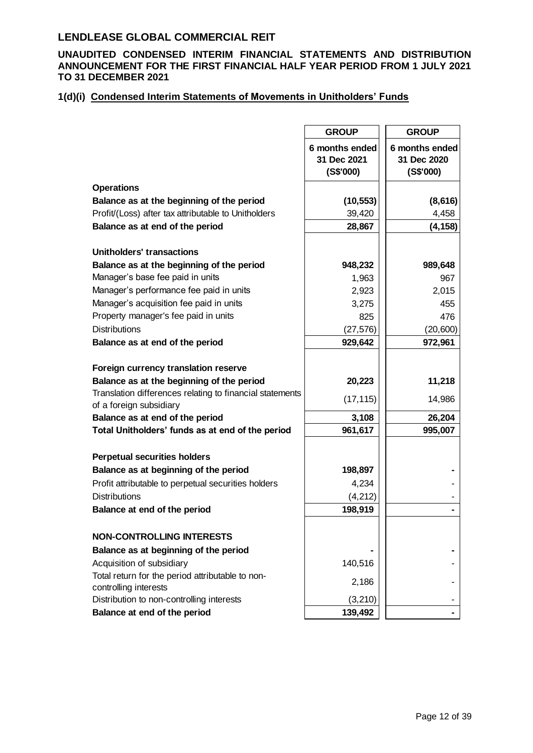# LENDLEASE GLOBAL COMMERCIAL REIT

**UNAUDITED CONDENSED INTERIM FINANCIAL STATEMENTS AND DISTRIBUTION ANNOUNCEMENT FOR THE FIRST FINANCIAL HALF YEAR PERIOD FROM 1 JULY 2021 TO 31 DECEMBER 2021**

## 1(d)(i) Condensed Interim Statements of Movements in Unitholders' Funds

| | GROUP | GROUP |
|---|---|---|
| | 6 months ended 31 Dec 2021 (S$'000) | 6 months ended 31 Dec 2020 (S$'000) |
| **Operations** | | |
| **Balance as at the beginning of the period** | **(10,553)** | **(8,616)** |
| Profit/(Loss) after tax attributable to Unitholders | 39,420 | 4,458 |
| **Balance as at end of the period** | **28,867** | **(4,158)** |
| | | |
| **Unitholders' transactions** | | |
| **Balance as at the beginning of the period** | **948,232** | **989,648** |
| Manager's base fee paid in units | 1,963 | 967 |
| Manager's performance fee paid in units | 2,923 | 2,015 |
| Manager's acquisition fee paid in units | 3,275 | 455 |
| Property manager's fee paid in units | 825 | 476 |
| Distributions | (27,576) | (20,600) |
| **Balance as at end of the period** | **929,642** | **972,961** |
| | | |
| **Foreign currency translation reserve** | | |
| **Balance as at the beginning of the period** | **20,223** | **11,218** |
| Translation differences relating to financial statements of a foreign subsidiary | (17,115) | 14,986 |
| **Balance as at end of the period** | **3,108** | **26,204** |
| **Total Unitholders' funds as at end of the period** | **961,617** | **995,007** |
| | | |
| **Perpetual securities holders** | | |
| **Balance as at beginning of the period** | **198,897** | **-** |
| Profit attributable to perpetual securities holders | 4,234 | - |
| Distributions | (4,212) | - |
| **Balance at end of the period** | **198,919** | **-** |
| | | |
| **NON-CONTROLLING INTERESTS** | | |
| **Balance as at beginning of the period** | **-** | **-** |
| Acquisition of subsidiary | 140,516 | - |
| Total return for the period attributable to non-controlling interests | 2,186 | - |
| Distribution to non-controlling interests | (3,210) | - |
| **Balance at end of the period** | **139,492** | **-** |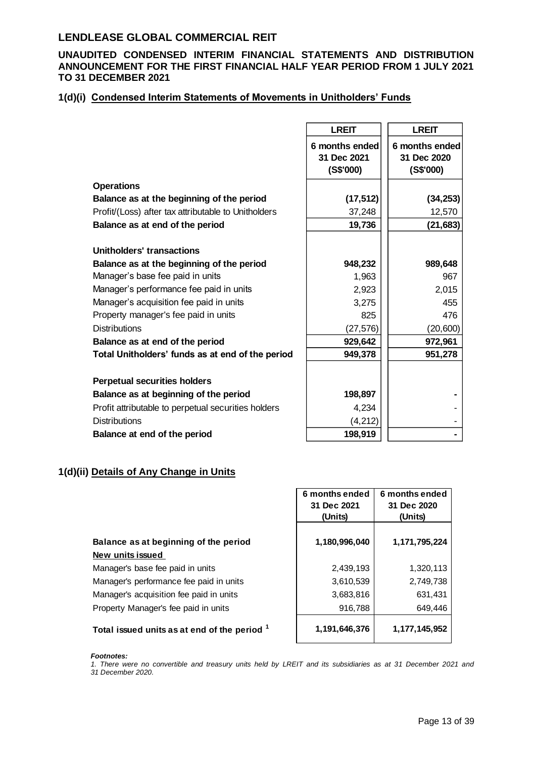# LENDLEASE GLOBAL COMMERCIAL REIT

## UNAUDITED CONDENSED INTERIM FINANCIAL STATEMENTS AND DISTRIBUTION ANNOUNCEMENT FOR THE FIRST FINANCIAL HALF YEAR PERIOD FROM 1 JULY 2021 TO 31 DECEMBER 2021

### 1(d)(i) Condensed Interim Statements of Movements in Unitholders' Funds

| | LREIT 6 months ended 31 Dec 2021 (S$'000) | LREIT 6 months ended 31 Dec 2020 (S$'000) |
|---|---|---|
| **Operations** | | |
| **Balance as at the beginning of the period** | **(17,512)** | **(34,253)** |
| Profit/(Loss) after tax attributable to Unitholders | 37,248 | 12,570 |
| **Balance as at end of the period** | **19,736** | **(21,683)** |
| | | |
| **Unitholders' transactions** | | |
| **Balance as at the beginning of the period** | **948,232** | **989,648** |
| Manager's base fee paid in units | 1,963 | 967 |
| Manager's performance fee paid in units | 2,923 | 2,015 |
| Manager's acquisition fee paid in units | 3,275 | 455 |
| Property manager's fee paid in units | 825 | 476 |
| Distributions | (27,576) | (20,600) |
| **Balance as at end of the period** | **929,642** | **972,961** |
| **Total Unitholders' funds as at end of the period** | **949,378** | **951,278** |
| | | |
| **Perpetual securities holders** | | |
| **Balance as at beginning of the period** | **198,897** | **-** |
| Profit attributable to perpetual securities holders | 4,234 | - |
| Distributions | (4,212) | - |
| **Balance at end of the period** | **198,919** | **-** |

### 1(d)(ii) Details of Any Change in Units

| | 6 months ended 31 Dec 2021 (Units) | 6 months ended 31 Dec 2020 (Units) |
|---|---|---|
| **Balance as at beginning of the period** | **1,180,996,040** | **1,171,795,224** |
| **New units issued** | | |
| Manager's base fee paid in units | 2,439,193 | 1,320,113 |
| Manager's performance fee paid in units | 3,610,539 | 2,749,738 |
| Manager's acquisition fee paid in units | 3,683,816 | 631,431 |
| Property Manager's fee paid in units | 916,788 | 649,446 |
| **Total issued units as at end of the period [1]** | **1,191,646,376** | **1,177,145,952** |

***Footnotes:***

*1. There were no convertible and treasury units held by LREIT and its subsidiaries as at 31 December 2021 and 31 December 2020.*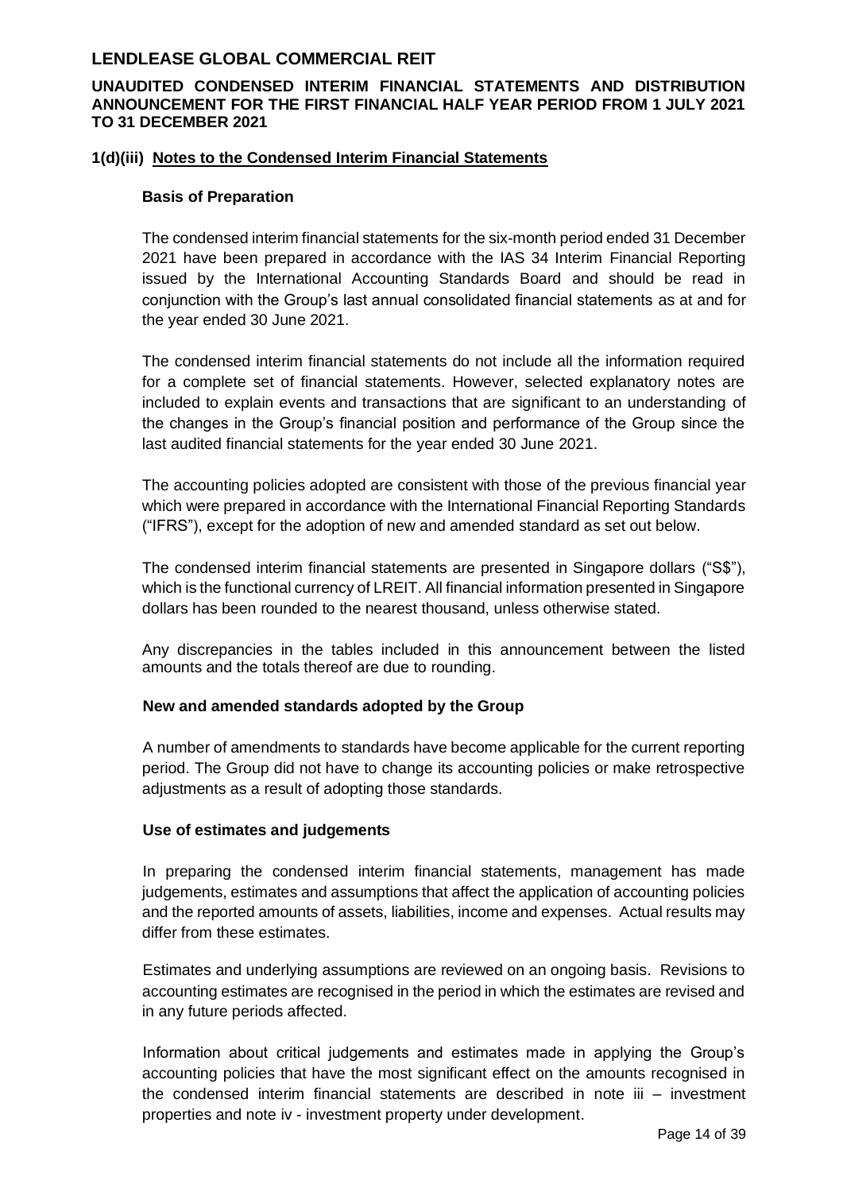### 1(d)(iii) Notes to the Condensed Interim Financial Statements

**Basis of Preparation**

The condensed interim financial statements for the six-month period ended 31 December 2021 have been prepared in accordance with the IAS 34 Interim Financial Reporting issued by the International Accounting Standards Board and should be read in conjunction with the Group's last annual consolidated financial statements as at and for the year ended 30 June 2021.

The condensed interim financial statements do not include all the information required for a complete set of financial statements. However, selected explanatory notes are included to explain events and transactions that are significant to an understanding of the changes in the Group's financial position and performance of the Group since the last audited financial statements for the year ended 30 June 2021.

The accounting policies adopted are consistent with those of the previous financial year which were prepared in accordance with the International Financial Reporting Standards ("IFRS"), except for the adoption of new and amended standard as set out below.

The condensed interim financial statements are presented in Singapore dollars ("S$"), which is the functional currency of LREIT. All financial information presented in Singapore dollars has been rounded to the nearest thousand, unless otherwise stated.

Any discrepancies in the tables included in this announcement between the listed amounts and the totals thereof are due to rounding.

**New and amended standards adopted by the Group**

A number of amendments to standards have become applicable for the current reporting period. The Group did not have to change its accounting policies or make retrospective adjustments as a result of adopting those standards.

**Use of estimates and judgements**

In preparing the condensed interim financial statements, management has made judgements, estimates and assumptions that affect the application of accounting policies and the reported amounts of assets, liabilities, income and expenses. Actual results may differ from these estimates.

Estimates and underlying assumptions are reviewed on an ongoing basis. Revisions to accounting estimates are recognised in the period in which the estimates are revised and in any future periods affected.

Information about critical judgements and estimates made in applying the Group's accounting policies that have the most significant effect on the amounts recognised in the condensed interim financial statements are described in note iii – investment properties and note iv - investment property under development.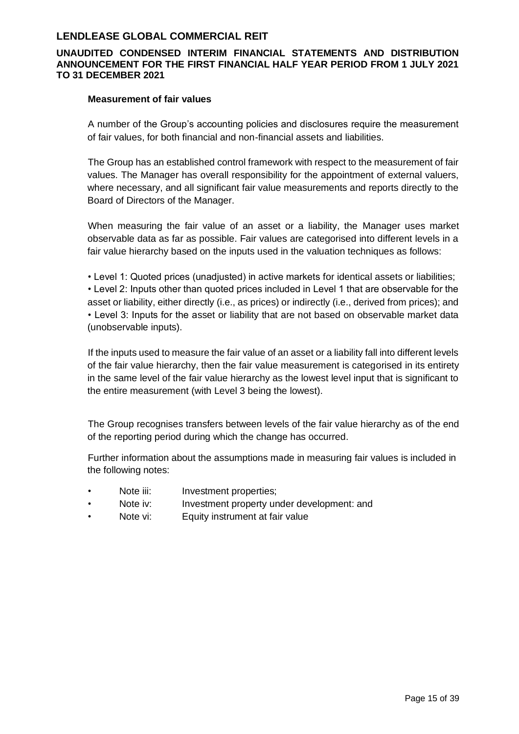#### Measurement of fair values

A number of the Group's accounting policies and disclosures require the measurement of fair values, for both financial and non-financial assets and liabilities.

The Group has an established control framework with respect to the measurement of fair values. The Manager has overall responsibility for the appointment of external valuers, where necessary, and all significant fair value measurements and reports directly to the Board of Directors of the Manager.

When measuring the fair value of an asset or a liability, the Manager uses market observable data as far as possible. Fair values are categorised into different levels in a fair value hierarchy based on the inputs used in the valuation techniques as follows:

- Level 1: Quoted prices (unadjusted) in active markets for identical assets or liabilities;
- Level 2: Inputs other than quoted prices included in Level 1 that are observable for the asset or liability, either directly (i.e., as prices) or indirectly (i.e., derived from prices); and
- Level 3: Inputs for the asset or liability that are not based on observable market data (unobservable inputs).

If the inputs used to measure the fair value of an asset or a liability fall into different levels of the fair value hierarchy, then the fair value measurement is categorised in its entirety in the same level of the fair value hierarchy as the lowest level input that is significant to the entire measurement (with Level 3 being the lowest).

The Group recognises transfers between levels of the fair value hierarchy as of the end of the reporting period during which the change has occurred.

Further information about the assumptions made in measuring fair values is included in the following notes:

- Note iii: Investment properties;
- Note iv: Investment property under development: and
- Note vi: Equity instrument at fair value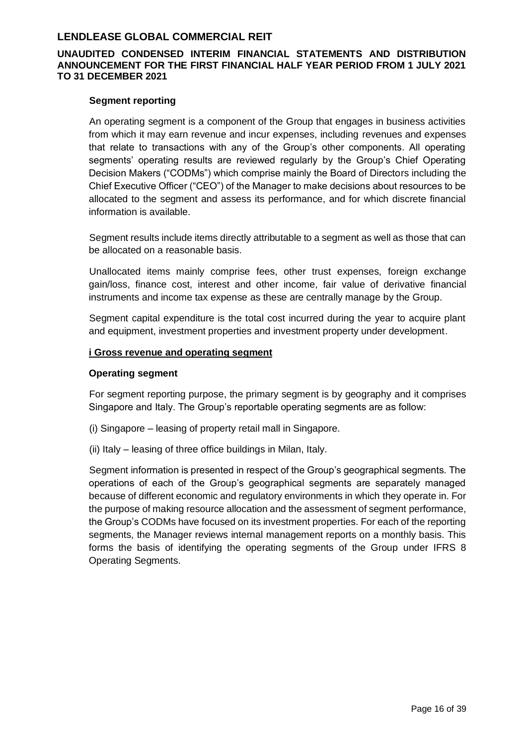### Segment reporting

An operating segment is a component of the Group that engages in business activities from which it may earn revenue and incur expenses, including revenues and expenses that relate to transactions with any of the Group's other components. All operating segments' operating results are reviewed regularly by the Group's Chief Operating Decision Makers ("CODMs") which comprise mainly the Board of Directors including the Chief Executive Officer ("CEO") of the Manager to make decisions about resources to be allocated to the segment and assess its performance, and for which discrete financial information is available.

Segment results include items directly attributable to a segment as well as those that can be allocated on a reasonable basis.

Unallocated items mainly comprise fees, other trust expenses, foreign exchange gain/loss, finance cost, interest and other income, fair value of derivative financial instruments and income tax expense as these are centrally manage by the Group.

Segment capital expenditure is the total cost incurred during the year to acquire plant and equipment, investment properties and investment property under development.

#### i Gross revenue and operating segment

**Operating segment**

For segment reporting purpose, the primary segment is by geography and it comprises Singapore and Italy. The Group's reportable operating segments are as follow:

(i) Singapore – leasing of property retail mall in Singapore.

(ii) Italy – leasing of three office buildings in Milan, Italy.

Segment information is presented in respect of the Group's geographical segments. The operations of each of the Group's geographical segments are separately managed because of different economic and regulatory environments in which they operate in. For the purpose of making resource allocation and the assessment of segment performance, the Group's CODMs have focused on its investment properties. For each of the reporting segments, the Manager reviews internal management reports on a monthly basis. This forms the basis of identifying the operating segments of the Group under IFRS 8 Operating Segments.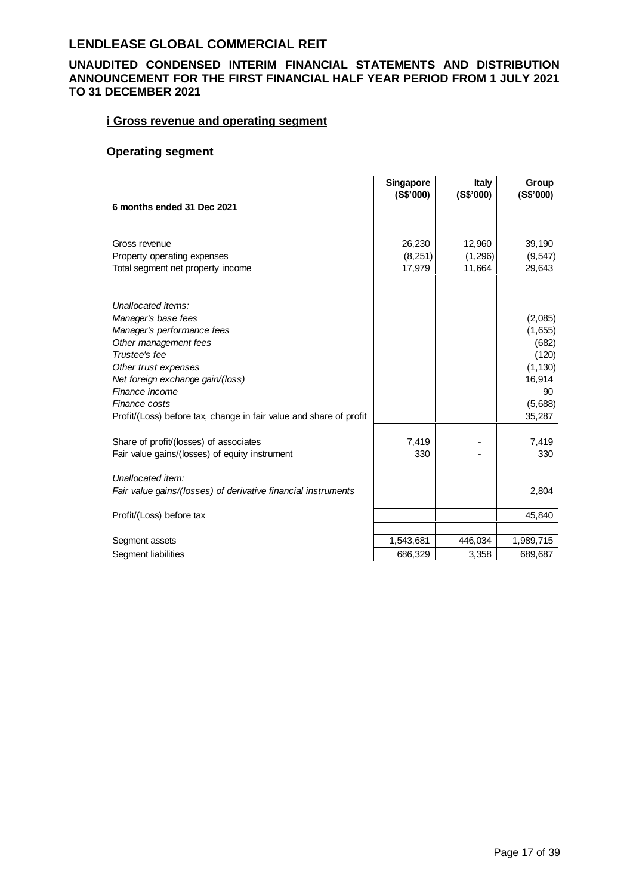## LENDLEASE GLOBAL COMMERCIAL REIT

### UNAUDITED CONDENSED INTERIM FINANCIAL STATEMENTS AND DISTRIBUTION ANNOUNCEMENT FOR THE FIRST FINANCIAL HALF YEAR PERIOD FROM 1 JULY 2021 TO 31 DECEMBER 2021

#### i Gross revenue and operating segment

#### Operating segment

| | Singapore (S$'000) | Italy (S$'000) | Group (S$'000) |
|---|---|---|---|
| **6 months ended 31 Dec 2021** | | | |
| Gross revenue | 26,230 | 12,960 | 39,190 |
| Property operating expenses | (8,251) | (1,296) | (9,547) |
| Total segment net property income | 17,979 | 11,664 | 29,643 |
| *Unallocated items:* | | | |
| *Manager's base fees* | | | (2,085) |
| *Manager's performance fees* | | | (1,655) |
| *Other management fees* | | | (682) |
| *Trustee's fee* | | | (120) |
| *Other trust expenses* | | | (1,130) |
| *Net foreign exchange gain/(loss)* | | | 16,914 |
| *Finance income* | | | 90 |
| *Finance costs* | | | (5,688) |
| Profit/(Loss) before tax, change in fair value and share of profit | | | 35,287 |
| Share of profit/(losses) of associates | 7,419 | - | 7,419 |
| Fair value gains/(losses) of equity instrument | 330 | - | 330 |
| *Unallocated item:* | | | |
| *Fair value gains/(losses) of derivative financial instruments* | | | 2,804 |
| Profit/(Loss) before tax | | | 45,840 |
| Segment assets | 1,543,681 | 446,034 | 1,989,715 |
| Segment liabilities | 686,329 | 3,358 | 689,687 |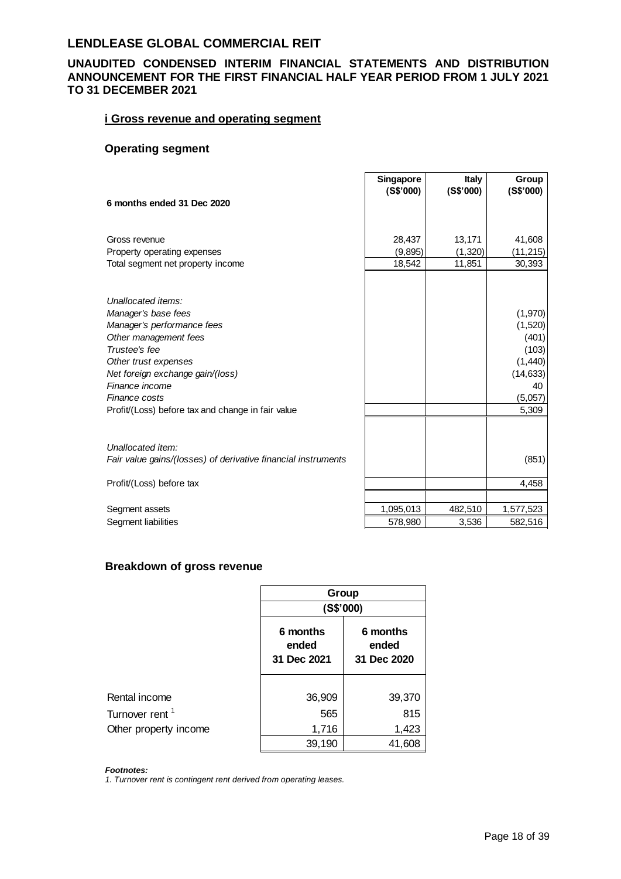## LENDLEASE GLOBAL COMMERCIAL REIT

### UNAUDITED CONDENSED INTERIM FINANCIAL STATEMENTS AND DISTRIBUTION ANNOUNCEMENT FOR THE FIRST FINANCIAL HALF YEAR PERIOD FROM 1 JULY 2021 TO 31 DECEMBER 2021

#### i Gross revenue and operating segment

#### Operating segment

| 6 months ended 31 Dec 2020 | Singapore (S$'000) | Italy (S$'000) | Group (S$'000) |
|---|---|---|---|
| Gross revenue | 28,437 | 13,171 | 41,608 |
| Property operating expenses | (9,895) | (1,320) | (11,215) |
| Total segment net property income | 18,542 | 11,851 | 30,393 |
| *Unallocated items:* | | | |
| *Manager's base fees* | | | (1,970) |
| *Manager's performance fees* | | | (1,520) |
| *Other management fees* | | | (401) |
| *Trustee's fee* | | | (103) |
| *Other trust expenses* | | | (1,440) |
| *Net foreign exchange gain/(loss)* | | | (14,633) |
| *Finance income* | | | 40 |
| *Finance costs* | | | (5,057) |
| Profit/(Loss) before tax and change in fair value | | | 5,309 |
| *Unallocated item:* | | | |
| *Fair value gains/(losses) of derivative financial instruments* | | | (851) |
| Profit/(Loss) before tax | | | 4,458 |
| Segment assets | 1,095,013 | 482,510 | 1,577,523 |
| Segment liabilities | 578,980 | 3,536 | 582,516 |

#### Breakdown of gross revenue

| | Group (S$'000) | |
|---|---|---|
| | 6 months ended 31 Dec 2021 | 6 months ended 31 Dec 2020 |
| Rental income | 36,909 | 39,370 |
| Turnover rent [1] | 565 | 815 |
| Other property income | 1,716 | 1,423 |
| | 39,190 | 41,608 |

***Footnotes:***

*1. Turnover rent is contingent rent derived from operating leases.*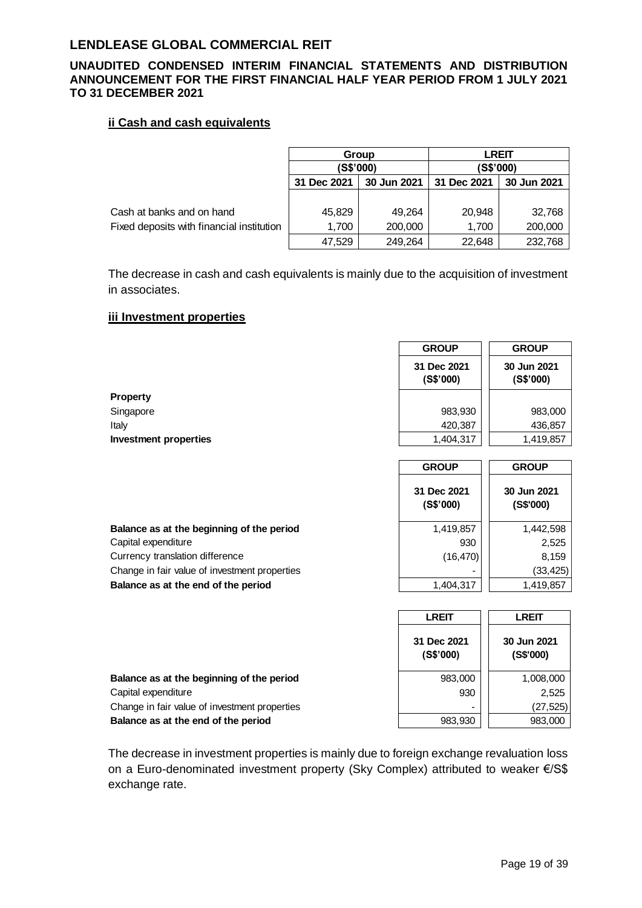#### ii Cash and cash equivalents

| | Group (S$'000) | | LREIT (S$'000) | |
|---|---|---|---|---|
| | 31 Dec 2021 | 30 Jun 2021 | 31 Dec 2021 | 30 Jun 2021 |
| Cash at banks and on hand | 45,829 | 49,264 | 20,948 | 32,768 |
| Fixed deposits with financial institution | 1,700 | 200,000 | 1,700 | 200,000 |
| | 47,529 | 249,264 | 22,648 | 232,768 |

The decrease in cash and cash equivalents is mainly due to the acquisition of investment in associates.

#### iii Investment properties

| | GROUP 31 Dec 2021 (S$'000) | GROUP 30 Jun 2021 (S$'000) |
|---|---|---|
| **Property** | | |
| Singapore | 983,930 | 983,000 |
| Italy | 420,387 | 436,857 |
| **Investment properties** | 1,404,317 | 1,419,857 |

| | GROUP 31 Dec 2021 (S$'000) | GROUP 30 Jun 2021 (S$'000) |
|---|---|---|
| **Balance as at the beginning of the period** | 1,419,857 | 1,442,598 |
| Capital expenditure | 930 | 2,525 |
| Currency translation difference | (16,470) | 8,159 |
| Change in fair value of investment properties | - | (33,425) |
| **Balance as at the end of the period** | 1,404,317 | 1,419,857 |

| | LREIT 31 Dec 2021 (S$'000) | LREIT 30 Jun 2021 (S$'000) |
|---|---|---|
| **Balance as at the beginning of the period** | 983,000 | 1,008,000 |
| Capital expenditure | 930 | 2,525 |
| Change in fair value of investment properties | - | (27,525) |
| **Balance as at the end of the period** | 983,930 | 983,000 |

The decrease in investment properties is mainly due to foreign exchange revaluation loss on a Euro-denominated investment property (Sky Complex) attributed to weaker €/S$ exchange rate.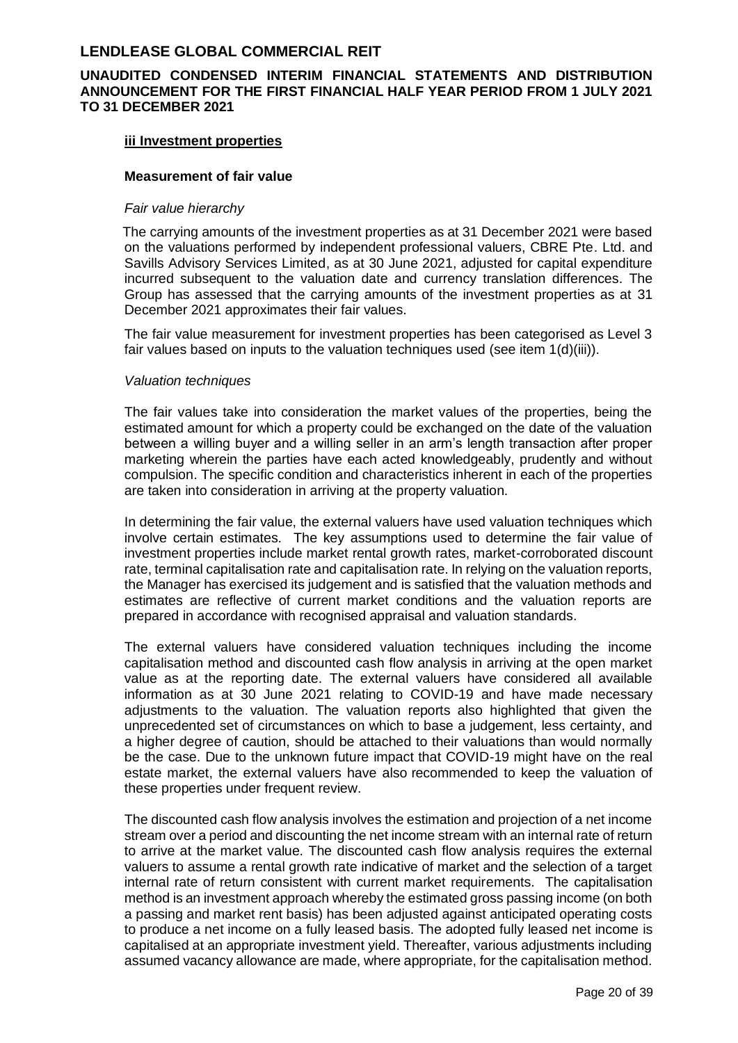#### iii Investment properties

**Measurement of fair value**

*Fair value hierarchy*

The carrying amounts of the investment properties as at 31 December 2021 were based on the valuations performed by independent professional valuers, CBRE Pte. Ltd. and Savills Advisory Services Limited, as at 30 June 2021, adjusted for capital expenditure incurred subsequent to the valuation date and currency translation differences. The Group has assessed that the carrying amounts of the investment properties as at 31 December 2021 approximates their fair values.

The fair value measurement for investment properties has been categorised as Level 3 fair values based on inputs to the valuation techniques used (see item 1(d)(iii)).

*Valuation techniques*

The fair values take into consideration the market values of the properties, being the estimated amount for which a property could be exchanged on the date of the valuation between a willing buyer and a willing seller in an arm's length transaction after proper marketing wherein the parties have each acted knowledgeably, prudently and without compulsion. The specific condition and characteristics inherent in each of the properties are taken into consideration in arriving at the property valuation.

In determining the fair value, the external valuers have used valuation techniques which involve certain estimates. The key assumptions used to determine the fair value of investment properties include market rental growth rates, market-corroborated discount rate, terminal capitalisation rate and capitalisation rate. In relying on the valuation reports, the Manager has exercised its judgement and is satisfied that the valuation methods and estimates are reflective of current market conditions and the valuation reports are prepared in accordance with recognised appraisal and valuation standards.

The external valuers have considered valuation techniques including the income capitalisation method and discounted cash flow analysis in arriving at the open market value as at the reporting date. The external valuers have considered all available information as at 30 June 2021 relating to COVID-19 and have made necessary adjustments to the valuation. The valuation reports also highlighted that given the unprecedented set of circumstances on which to base a judgement, less certainty, and a higher degree of caution, should be attached to their valuations than would normally be the case. Due to the unknown future impact that COVID-19 might have on the real estate market, the external valuers have also recommended to keep the valuation of these properties under frequent review.

The discounted cash flow analysis involves the estimation and projection of a net income stream over a period and discounting the net income stream with an internal rate of return to arrive at the market value. The discounted cash flow analysis requires the external valuers to assume a rental growth rate indicative of market and the selection of a target internal rate of return consistent with current market requirements. The capitalisation method is an investment approach whereby the estimated gross passing income (on both a passing and market rent basis) has been adjusted against anticipated operating costs to produce a net income on a fully leased basis. The adopted fully leased net income is capitalised at an appropriate investment yield. Thereafter, various adjustments including assumed vacancy allowance are made, where appropriate, for the capitalisation method.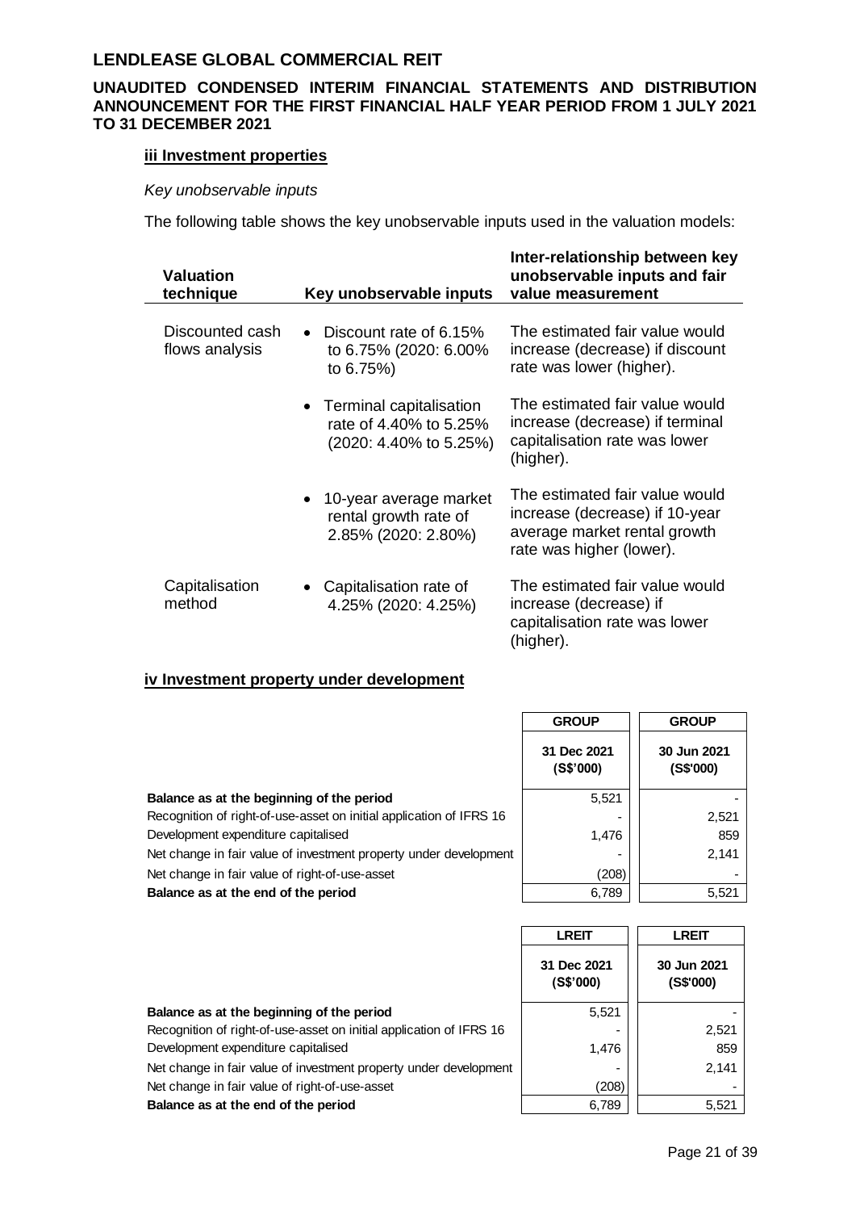#### iii Investment properties

*Key unobservable inputs*

The following table shows the key unobservable inputs used in the valuation models:

| Valuation technique | Key unobservable inputs | Inter-relationship between key unobservable inputs and fair value measurement |
|---|---|---|
| Discounted cash flows analysis | • Discount rate of 6.15% to 6.75% (2020: 6.00% to 6.75%) | The estimated fair value would increase (decrease) if discount rate was lower (higher). |
| | • Terminal capitalisation rate of 4.40% to 5.25% (2020: 4.40% to 5.25%) | The estimated fair value would increase (decrease) if terminal capitalisation rate was lower (higher). |
| | • 10-year average market rental growth rate of 2.85% (2020: 2.80%) | The estimated fair value would increase (decrease) if 10-year average market rental growth rate was higher (lower). |
| Capitalisation method | • Capitalisation rate of 4.25% (2020: 4.25%) | The estimated fair value would increase (decrease) if capitalisation rate was lower (higher). |

#### iv Investment property under development

| | GROUP 31 Dec 2021 (S$'000) | GROUP 30 Jun 2021 (S$'000) |
|---|---|---|
| **Balance as at the beginning of the period** | 5,521 | - |
| Recognition of right-of-use-asset on initial application of IFRS 16 | - | 2,521 |
| Development expenditure capitalised | 1,476 | 859 |
| Net change in fair value of investment property under development | - | 2,141 |
| Net change in fair value of right-of-use-asset | (208) | - |
| **Balance as at the end of the period** | 6,789 | 5,521 |

| | LREIT 31 Dec 2021 (S$'000) | LREIT 30 Jun 2021 (S$'000) |
|---|---|---|
| **Balance as at the beginning of the period** | 5,521 | - |
| Recognition of right-of-use-asset on initial application of IFRS 16 | - | 2,521 |
| Development expenditure capitalised | 1,476 | 859 |
| Net change in fair value of investment property under development | - | 2,141 |
| Net change in fair value of right-of-use-asset | (208) | - |
| **Balance as at the end of the period** | 6,789 | 5,521 |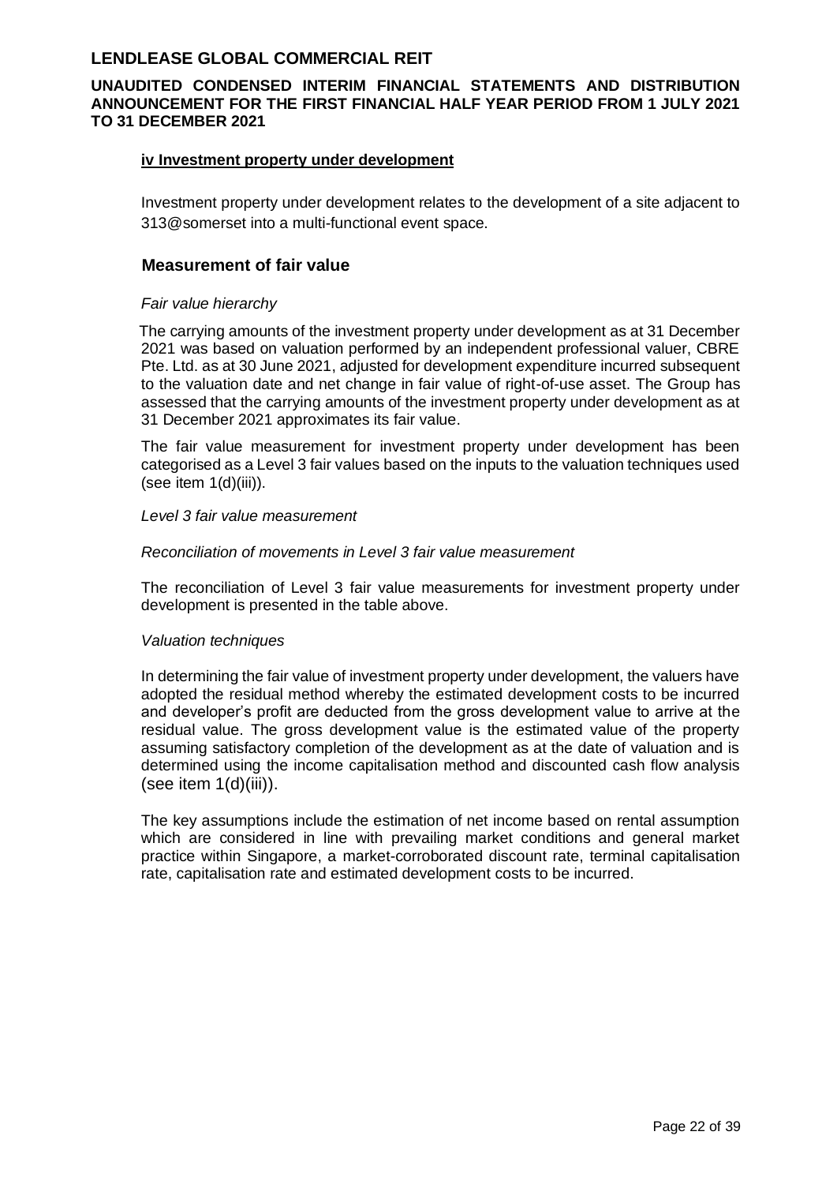#### iv Investment property under development

Investment property under development relates to the development of a site adjacent to 313@somerset into a multi-functional event space.

### Measurement of fair value

*Fair value hierarchy*

The carrying amounts of the investment property under development as at 31 December 2021 was based on valuation performed by an independent professional valuer, CBRE Pte. Ltd. as at 30 June 2021, adjusted for development expenditure incurred subsequent to the valuation date and net change in fair value of right-of-use asset. The Group has assessed that the carrying amounts of the investment property under development as at 31 December 2021 approximates its fair value.

The fair value measurement for investment property under development has been categorised as a Level 3 fair values based on the inputs to the valuation techniques used (see item 1(d)(iii)).

*Level 3 fair value measurement*

*Reconciliation of movements in Level 3 fair value measurement*

The reconciliation of Level 3 fair value measurements for investment property under development is presented in the table above.

*Valuation techniques*

In determining the fair value of investment property under development, the valuers have adopted the residual method whereby the estimated development costs to be incurred and developer's profit are deducted from the gross development value to arrive at the residual value. The gross development value is the estimated value of the property assuming satisfactory completion of the development as at the date of valuation and is determined using the income capitalisation method and discounted cash flow analysis (see item 1(d)(iii)).

The key assumptions include the estimation of net income based on rental assumption which are considered in line with prevailing market conditions and general market practice within Singapore, a market-corroborated discount rate, terminal capitalisation rate, capitalisation rate and estimated development costs to be incurred.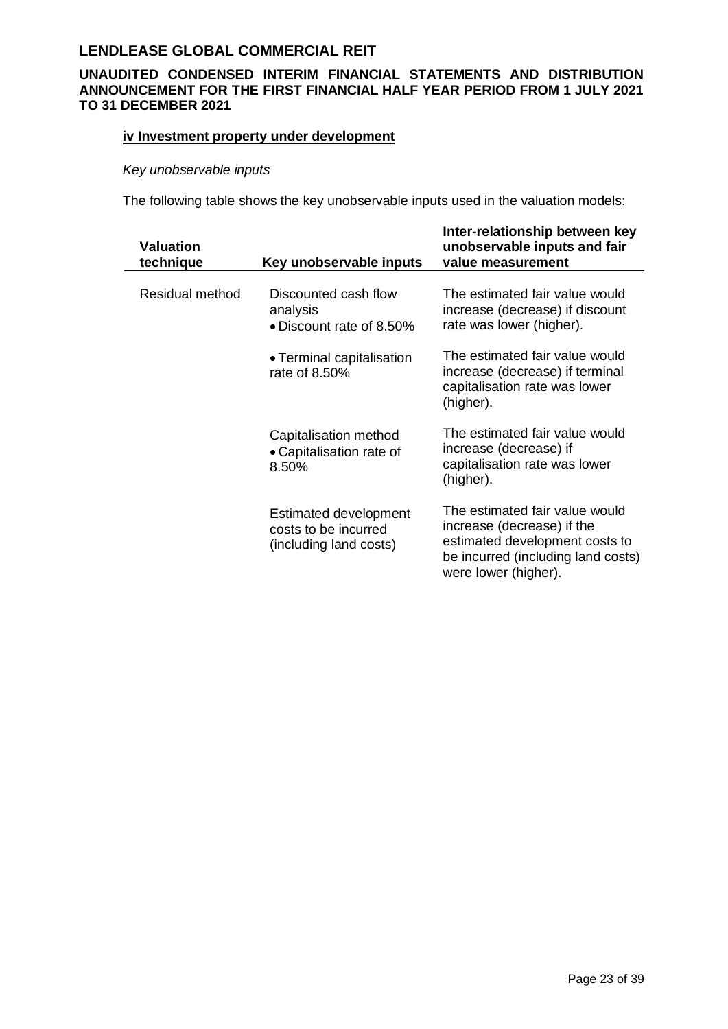**iv Investment property under development**

*Key unobservable inputs*

The following table shows the key unobservable inputs used in the valuation models:

| Valuation technique | Key unobservable inputs | Inter-relationship between key unobservable inputs and fair value measurement |
|---|---|---|
| Residual method | Discounted cash flow analysis<br>• Discount rate of 8.50% | The estimated fair value would increase (decrease) if discount rate was lower (higher). |
| | • Terminal capitalisation rate of 8.50% | The estimated fair value would increase (decrease) if terminal capitalisation rate was lower (higher). |
| | Capitalisation method<br>• Capitalisation rate of 8.50% | The estimated fair value would increase (decrease) if capitalisation rate was lower (higher). |
| | Estimated development costs to be incurred (including land costs) | The estimated fair value would increase (decrease) if the estimated development costs to be incurred (including land costs) were lower (higher). |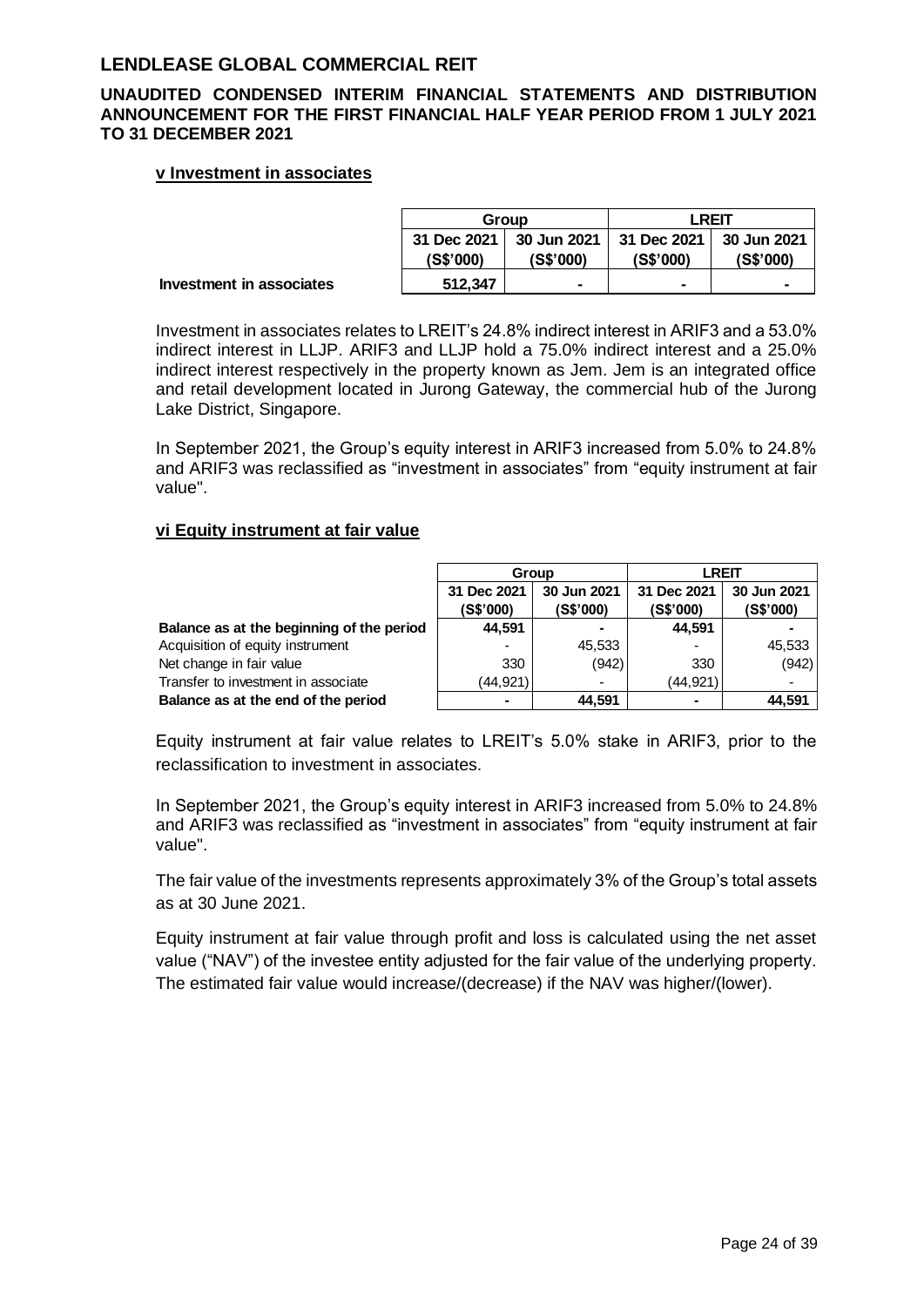**LENDLEASE GLOBAL COMMERCIAL REIT**

**UNAUDITED CONDENSED INTERIM FINANCIAL STATEMENTS AND DISTRIBUTION ANNOUNCEMENT FOR THE FIRST FINANCIAL HALF YEAR PERIOD FROM 1 JULY 2021 TO 31 DECEMBER 2021**

**v Investment in associates**

| | Group | | LREIT | |
|---|---|---|---|---|
| | 31 Dec 2021 (S$'000) | 30 Jun 2021 (S$'000) | 31 Dec 2021 (S$'000) | 30 Jun 2021 (S$'000) |
| **Investment in associates** | **512,347** | **-** | **-** | **-** |

Investment in associates relates to LREIT's 24.8% indirect interest in ARIF3 and a 53.0% indirect interest in LLJP. ARIF3 and LLJP hold a 75.0% indirect interest and a 25.0% indirect interest respectively in the property known as Jem. Jem is an integrated office and retail development located in Jurong Gateway, the commercial hub of the Jurong Lake District, Singapore.

In September 2021, the Group's equity interest in ARIF3 increased from 5.0% to 24.8% and ARIF3 was reclassified as "investment in associates" from "equity instrument at fair value".

**vi Equity instrument at fair value**

| | Group | | LREIT | |
|---|---|---|---|---|
| | 31 Dec 2021 (S$'000) | 30 Jun 2021 (S$'000) | 31 Dec 2021 (S$'000) | 30 Jun 2021 (S$'000) |
| **Balance as at the beginning of the period** | **44,591** | **-** | **44,591** | **-** |
| Acquisition of equity instrument | - | 45,533 | - | 45,533 |
| Net change in fair value | 330 | (942) | 330 | (942) |
| Transfer to investment in associate | (44,921) | - | (44,921) | - |
| **Balance as at the end of the period** | **-** | **44,591** | **-** | **44,591** |

Equity instrument at fair value relates to LREIT's 5.0% stake in ARIF3, prior to the reclassification to investment in associates.

In September 2021, the Group's equity interest in ARIF3 increased from 5.0% to 24.8% and ARIF3 was reclassified as "investment in associates" from "equity instrument at fair value".

The fair value of the investments represents approximately 3% of the Group's total assets as at 30 June 2021.

Equity instrument at fair value through profit and loss is calculated using the net asset value ("NAV") of the investee entity adjusted for the fair value of the underlying property. The estimated fair value would increase/(decrease) if the NAV was higher/(lower).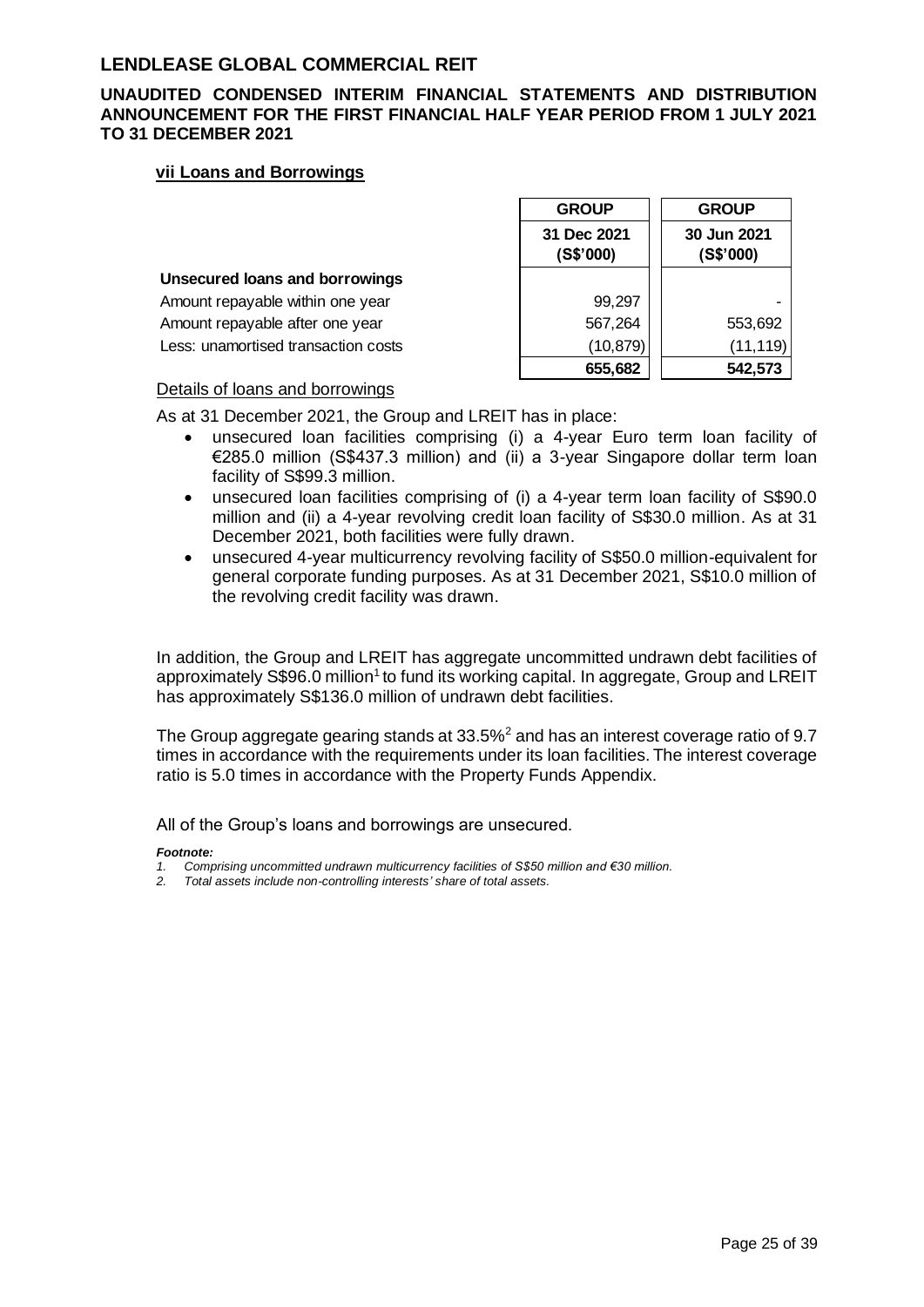### vii Loans and Borrowings

| | GROUP | GROUP |
|---|---|---|
| | 31 Dec 2021 (S$'000) | 30 Jun 2021 (S$'000) |
| **Unsecured loans and borrowings** | | |
| Amount repayable within one year | 99,297 | - |
| Amount repayable after one year | 567,264 | 553,692 |
| Less: unamortised transaction costs | (10,879) | (11,119) |
| | **655,682** | **542,573** |

Details of loans and borrowings

As at 31 December 2021, the Group and LREIT has in place:

- unsecured loan facilities comprising (i) a 4-year Euro term loan facility of €285.0 million (S$437.3 million) and (ii) a 3-year Singapore dollar term loan facility of S$99.3 million.
- unsecured loan facilities comprising of (i) a 4-year term loan facility of S$90.0 million and (ii) a 4-year revolving credit loan facility of S$30.0 million. As at 31 December 2021, both facilities were fully drawn.
- unsecured 4-year multicurrency revolving facility of S$50.0 million-equivalent for general corporate funding purposes. As at 31 December 2021, S$10.0 million of the revolving credit facility was drawn.

In addition, the Group and LREIT has aggregate uncommitted undrawn debt facilities of approximately S$96.0 million[1] to fund its working capital. In aggregate, Group and LREIT has approximately S$136.0 million of undrawn debt facilities.

The Group aggregate gearing stands at 33.5%[2] and has an interest coverage ratio of 9.7 times in accordance with the requirements under its loan facilities. The interest coverage ratio is 5.0 times in accordance with the Property Funds Appendix.

All of the Group's loans and borrowings are unsecured.

***Footnote:***

1. *Comprising uncommitted undrawn multicurrency facilities of S$50 million and €30 million.*
2. *Total assets include non-controlling interests' share of total assets.*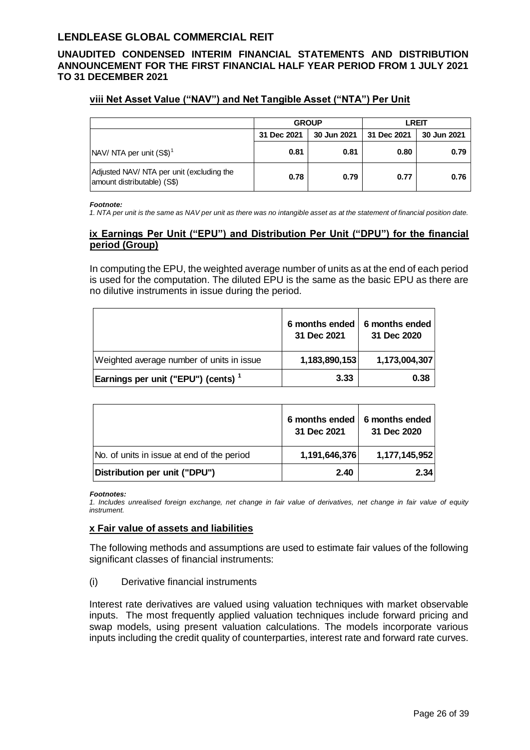## viii Net Asset Value ("NAV") and Net Tangible Asset ("NTA") Per Unit

| | GROUP | | LREIT | |
|---|---|---|---|---|
| | 31 Dec 2021 | 30 Jun 2021 | 31 Dec 2021 | 30 Jun 2021 |
| NAV/ NTA per unit (S$)[1] | 0.81 | 0.81 | 0.80 | 0.79 |
| Adjusted NAV/ NTA per unit (excluding the amount distributable) (S$) | 0.78 | 0.79 | 0.77 | 0.76 |

***Footnote:***

*1. NTA per unit is the same as NAV per unit as there was no intangible asset as at the statement of financial position date.*

## ix Earnings Per Unit ("EPU") and Distribution Per Unit ("DPU") for the financial period (Group)

In computing the EPU, the weighted average number of units as at the end of each period is used for the computation. The diluted EPU is the same as the basic EPU as there are no dilutive instruments in issue during the period.

| | 6 months ended 31 Dec 2021 | 6 months ended 31 Dec 2020 |
|---|---|---|
| Weighted average number of units in issue | 1,183,890,153 | 1,173,004,307 |
| **Earnings per unit ("EPU") (cents) [1]** | 3.33 | 0.38 |

| | 6 months ended 31 Dec 2021 | 6 months ended 31 Dec 2020 |
|---|---|---|
| No. of units in issue at end of the period | 1,191,646,376 | 1,177,145,952 |
| **Distribution per unit ("DPU")** | 2.40 | 2.34 |

***Footnotes:***

*1. Includes unrealised foreign exchange, net change in fair value of derivatives, net change in fair value of equity instrument.*

## x Fair value of assets and liabilities

The following methods and assumptions are used to estimate fair values of the following significant classes of financial instruments:

(i) Derivative financial instruments

Interest rate derivatives are valued using valuation techniques with market observable inputs. The most frequently applied valuation techniques include forward pricing and swap models, using present valuation calculations. The models incorporate various inputs including the credit quality of counterparties, interest rate and forward rate curves.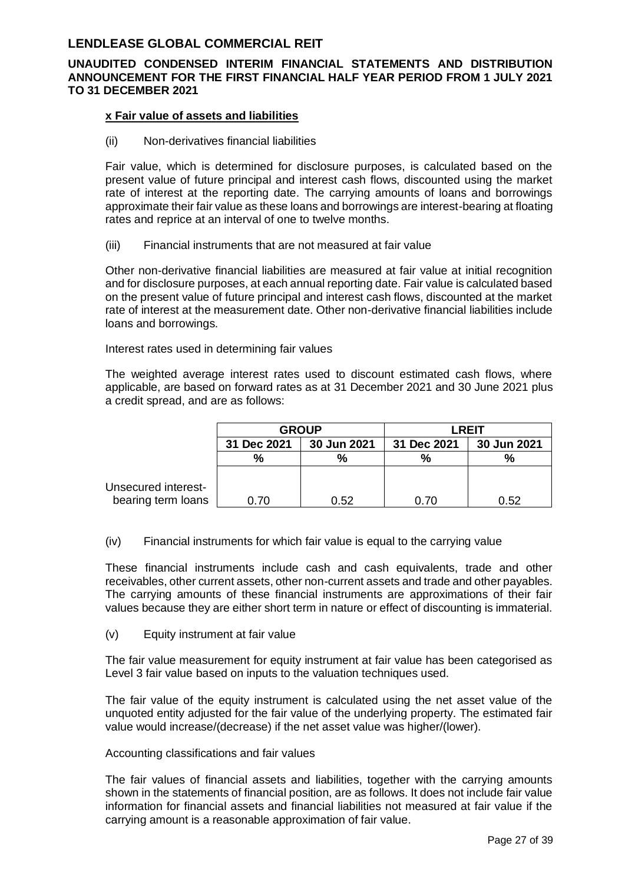**x Fair value of assets and liabilities**

(ii) Non-derivatives financial liabilities

Fair value, which is determined for disclosure purposes, is calculated based on the present value of future principal and interest cash flows, discounted using the market rate of interest at the reporting date. The carrying amounts of loans and borrowings approximate their fair value as these loans and borrowings are interest-bearing at floating rates and reprice at an interval of one to twelve months.

(iii) Financial instruments that are not measured at fair value

Other non-derivative financial liabilities are measured at fair value at initial recognition and for disclosure purposes, at each annual reporting date. Fair value is calculated based on the present value of future principal and interest cash flows, discounted at the market rate of interest at the measurement date. Other non-derivative financial liabilities include loans and borrowings.

Interest rates used in determining fair values

The weighted average interest rates used to discount estimated cash flows, where applicable, are based on forward rates as at 31 December 2021 and 30 June 2021 plus a credit spread, and are as follows:

| | GROUP | | LREIT | |
|---|---|---|---|---|
| | 31 Dec 2021 | 30 Jun 2021 | 31 Dec 2021 | 30 Jun 2021 |
| | % | % | % | % |
| Unsecured interest-bearing term loans | 0.70 | 0.52 | 0.70 | 0.52 |

(iv) Financial instruments for which fair value is equal to the carrying value

These financial instruments include cash and cash equivalents, trade and other receivables, other current assets, other non-current assets and trade and other payables. The carrying amounts of these financial instruments are approximations of their fair values because they are either short term in nature or effect of discounting is immaterial.

(v) Equity instrument at fair value

The fair value measurement for equity instrument at fair value has been categorised as Level 3 fair value based on inputs to the valuation techniques used.

The fair value of the equity instrument is calculated using the net asset value of the unquoted entity adjusted for the fair value of the underlying property. The estimated fair value would increase/(decrease) if the net asset value was higher/(lower).

Accounting classifications and fair values

The fair values of financial assets and liabilities, together with the carrying amounts shown in the statements of financial position, are as follows. It does not include fair value information for financial assets and financial liabilities not measured at fair value if the carrying amount is a reasonable approximation of fair value.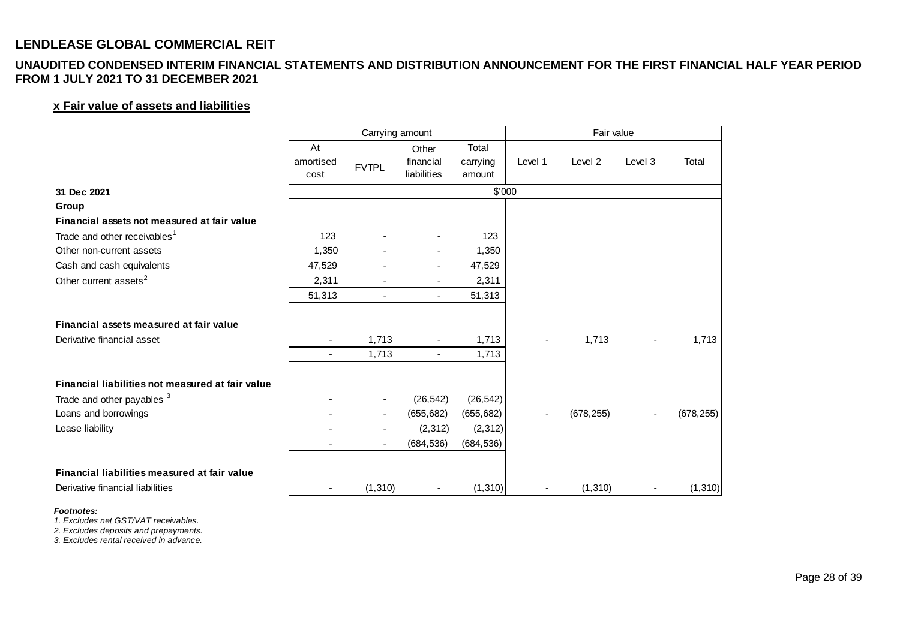# LENDLEASE GLOBAL COMMERCIAL REIT

## UNAUDITED CONDENSED INTERIM FINANCIAL STATEMENTS AND DISTRIBUTION ANNOUNCEMENT FOR THE FIRST FINANCIAL HALF YEAR PERIOD FROM 1 JULY 2021 TO 31 DECEMBER 2021

### x Fair value of assets and liabilities

| | Carrying amount | | | | Fair value | | | |
|---|---|---|---|---|---|---|---|---|
| | At amortised cost | FVTPL | Other financial liabilities | Total carrying amount | Level 1 | Level 2 | Level 3 | Total |
| **31 Dec 2021** | $'000 | | | | | | | |
| **Group** | | | | | | | | |
| **Financial assets not measured at fair value** | | | | | | | | |
| Trade and other receivables[1] | 123 | - | - | 123 | | | | |
| Other non-current assets | 1,350 | - | - | 1,350 | | | | |
| Cash and cash equivalents | 47,529 | - | - | 47,529 | | | | |
| Other current assets[2] | 2,311 | - | - | 2,311 | | | | |
| | 51,313 | - | - | 51,313 | | | | |
| **Financial assets measured at fair value** | | | | | | | | |
| Derivative financial asset | - | 1,713 | - | 1,713 | - | 1,713 | - | 1,713 |
| | - | 1,713 | - | 1,713 | | | | |
| **Financial liabilities not measured at fair value** | | | | | | | | |
| Trade and other payables[3] | - | - | (26,542) | (26,542) | | | | |
| Loans and borrowings | - | - | (655,682) | (655,682) | - | (678,255) | - | (678,255) |
| Lease liability | - | - | (2,312) | (2,312) | | | | |
| | - | - | (684,536) | (684,536) | | | | |
| **Financial liabilities measured at fair value** | | | | | | | | |
| Derivative financial liabilities | - | (1,310) | - | (1,310) | - | (1,310) | - | (1,310) |

***Footnotes:***

*1. Excludes net GST/VAT receivables.*

*2. Excludes deposits and prepayments.*

*3. Excludes rental received in advance.*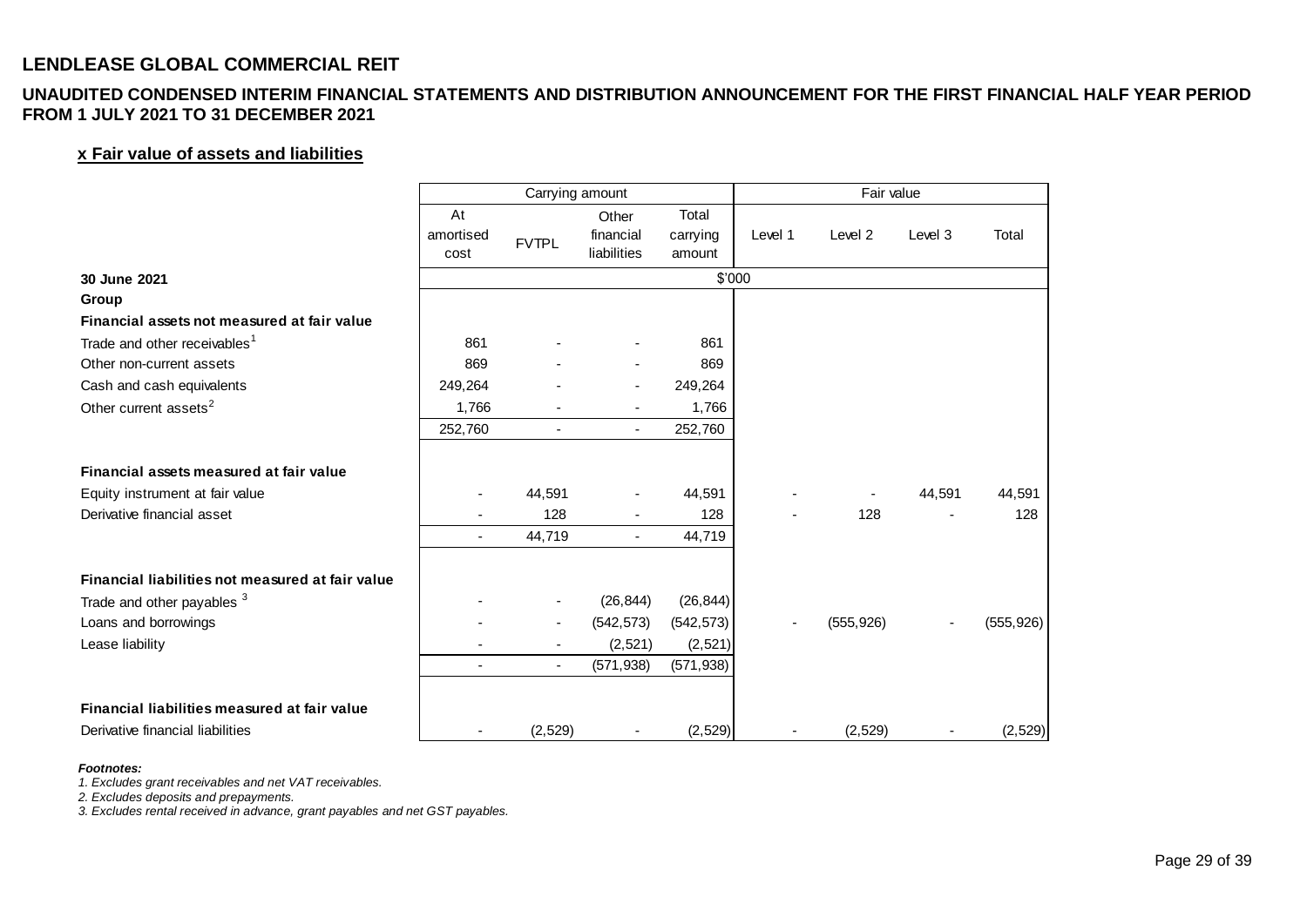# LENDLEASE GLOBAL COMMERCIAL REIT

## UNAUDITED CONDENSED INTERIM FINANCIAL STATEMENTS AND DISTRIBUTION ANNOUNCEMENT FOR THE FIRST FINANCIAL HALF YEAR PERIOD FROM 1 JULY 2021 TO 31 DECEMBER 2021

### x Fair value of assets and liabilities

| | Carrying amount | | | | Fair value | | | |
|---|---|---|---|---|---|---|---|---|
| | At amortised cost | FVTPL | Other financial liabilities | Total carrying amount | Level 1 | Level 2 | Level 3 | Total |
| **30 June 2021** | $'000 | | | | | | | |
| **Group** | | | | | | | | |
| **Financial assets not measured at fair value** | | | | | | | | |
| Trade and other receivables[1] | 861 | - | - | 861 | | | | |
| Other non-current assets | 869 | - | - | 869 | | | | |
| Cash and cash equivalents | 249,264 | - | - | 249,264 | | | | |
| Other current assets[2] | 1,766 | - | - | 1,766 | | | | |
| | 252,760 | - | - | 252,760 | | | | |
| **Financial assets measured at fair value** | | | | | | | | |
| Equity instrument at fair value | - | 44,591 | - | 44,591 | - | - | 44,591 | 44,591 |
| Derivative financial asset | - | 128 | - | 128 | - | 128 | - | 128 |
| | - | 44,719 | - | 44,719 | | | | |
| **Financial liabilities not measured at fair value** | | | | | | | | |
| Trade and other payables [3] | - | - | (26,844) | (26,844) | | | | |
| Loans and borrowings | - | - | (542,573) | (542,573) | - | (555,926) | - | (555,926) |
| Lease liability | - | - | (2,521) | (2,521) | | | | |
| | - | - | (571,938) | (571,938) | | | | |
| **Financial liabilities measured at fair value** | | | | | | | | |
| Derivative financial liabilities | - | (2,529) | - | (2,529) | - | (2,529) | - | (2,529) |

***Footnotes:***

*1. Excludes grant receivables and net VAT receivables.*

*2. Excludes deposits and prepayments.*

*3. Excludes rental received in advance, grant payables and net GST payables.*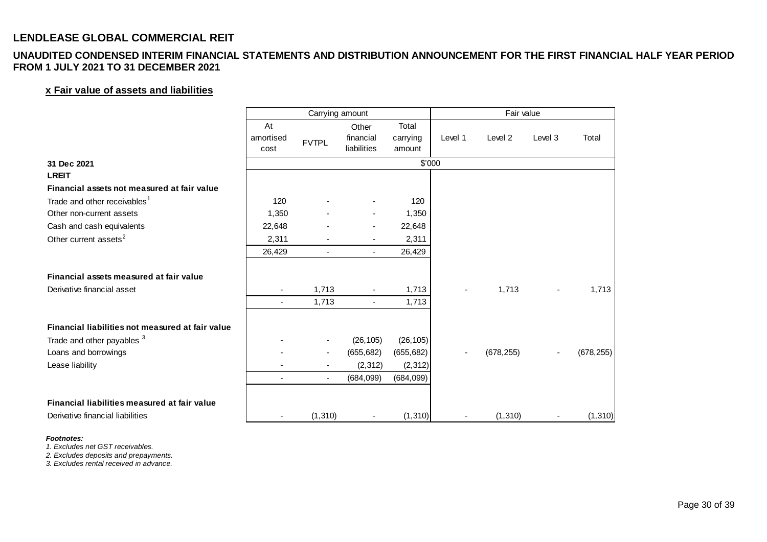# LENDLEASE GLOBAL COMMERCIAL REIT

## UNAUDITED CONDENSED INTERIM FINANCIAL STATEMENTS AND DISTRIBUTION ANNOUNCEMENT FOR THE FIRST FINANCIAL HALF YEAR PERIOD FROM 1 JULY 2021 TO 31 DECEMBER 2021

### x Fair value of assets and liabilities

| | Carrying amount | | | | Fair value | | | |
|---|---|---|---|---|---|---|---|---|
| | At amortised cost | FVTPL | Other financial liabilities | Total carrying amount | Level 1 | Level 2 | Level 3 | Total |
| **31 Dec 2021** | $'000 | | | | | | | |
| **LREIT** | | | | | | | | |
| **Financial assets not measured at fair value** | | | | | | | | |
| Trade and other receivables[1] | 120 | - | - | 120 | | | | |
| Other non-current assets | 1,350 | - | - | 1,350 | | | | |
| Cash and cash equivalents | 22,648 | - | - | 22,648 | | | | |
| Other current assets[2] | 2,311 | - | - | 2,311 | | | | |
| | 26,429 | - | - | 26,429 | | | | |
| **Financial assets measured at fair value** | | | | | | | | |
| Derivative financial asset | - | 1,713 | - | 1,713 | - | 1,713 | - | 1,713 |
| | - | 1,713 | - | 1,713 | | | | |
| **Financial liabilities not measured at fair value** | | | | | | | | |
| Trade and other payables [3] | - | - | (26,105) | (26,105) | | | | |
| Loans and borrowings | - | - | (655,682) | (655,682) | - | (678,255) | - | (678,255) |
| Lease liability | - | - | (2,312) | (2,312) | | | | |
| | - | - | (684,099) | (684,099) | | | | |
| **Financial liabilities measured at fair value** | | | | | | | | |
| Derivative financial liabilities | - | (1,310) | - | (1,310) | - | (1,310) | - | (1,310) |

***Footnotes:***

*1. Excludes net GST receivables.*

*2. Excludes deposits and prepayments.*

*3. Excludes rental received in advance.*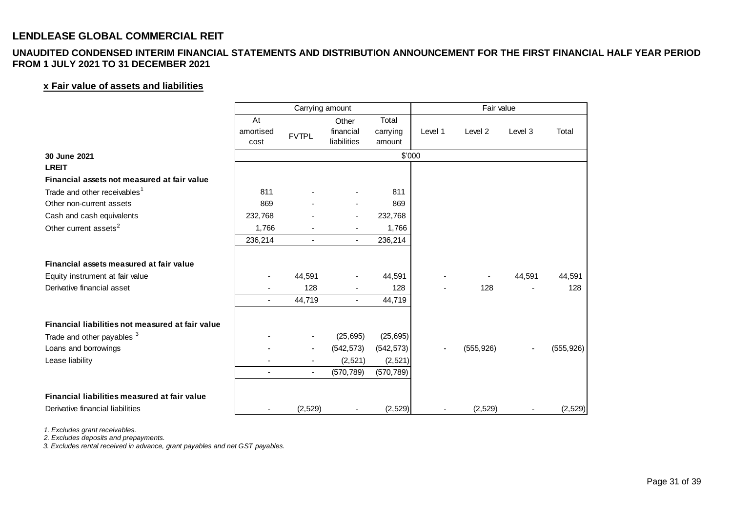# LENDLEASE GLOBAL COMMERCIAL REIT

## UNAUDITED CONDENSED INTERIM FINANCIAL STATEMENTS AND DISTRIBUTION ANNOUNCEMENT FOR THE FIRST FINANCIAL HALF YEAR PERIOD FROM 1 JULY 2021 TO 31 DECEMBER 2021

### x Fair value of assets and liabilities

| | Carrying amount | | | | Fair value | | | |
|---|---|---|---|---|---|---|---|---|
| | At amortised cost | FVTPL | Other financial liabilities | Total carrying amount | Level 1 | Level 2 | Level 3 | Total |
| **30 June 2021** | $'000 | | | | | | | |
| **LREIT** | | | | | | | | |
| **Financial assets not measured at fair value** | | | | | | | | |
| Trade and other receivables[1] | 811 | - | - | 811 | | | | |
| Other non-current assets | 869 | - | - | 869 | | | | |
| Cash and cash equivalents | 232,768 | - | - | 232,768 | | | | |
| Other current assets[2] | 1,766 | - | - | 1,766 | | | | |
| | 236,214 | - | - | 236,214 | | | | |
| **Financial assets measured at fair value** | | | | | | | | |
| Equity instrument at fair value | - | 44,591 | - | 44,591 | - | - | 44,591 | 44,591 |
| Derivative financial asset | - | 128 | - | 128 | - | 128 | - | 128 |
| | - | 44,719 | - | 44,719 | | | | |
| **Financial liabilities not measured at fair value** | | | | | | | | |
| Trade and other payables [3] | - | - | (25,695) | (25,695) | | | | |
| Loans and borrowings | - | - | (542,573) | (542,573) | - | (555,926) | - | (555,926) |
| Lease liability | - | - | (2,521) | (2,521) | | | | |
| | - | - | (570,789) | (570,789) | | | | |
| **Financial liabilities measured at fair value** | | | | | | | | |
| Derivative financial liabilities | - | (2,529) | - | (2,529) | - | (2,529) | - | (2,529) |

*1. Excludes grant receivables.*
*2. Excludes deposits and prepayments.*
*3. Excludes rental received in advance, grant payables and net GST payables.*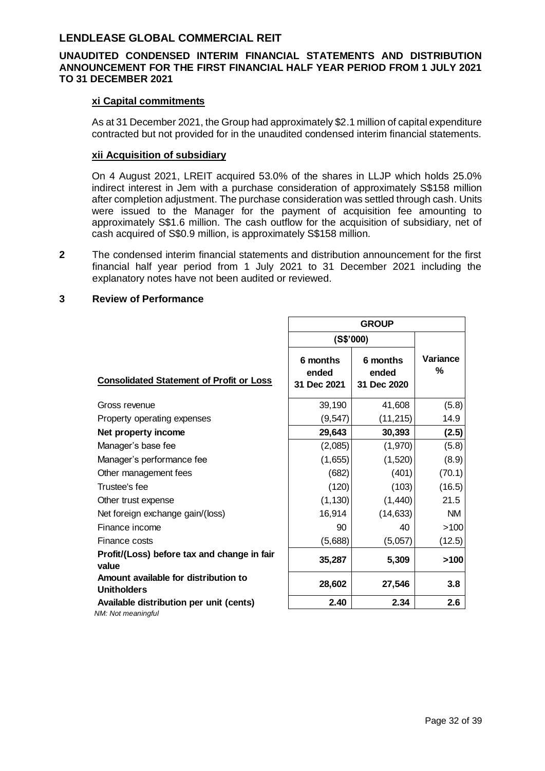### xi Capital commitments

As at 31 December 2021, the Group had approximately $2.1 million of capital expenditure contracted but not provided for in the unaudited condensed interim financial statements.

### xii Acquisition of subsidiary

On 4 August 2021, LREIT acquired 53.0% of the shares in LLJP which holds 25.0% indirect interest in Jem with a purchase consideration of approximately S$158 million after completion adjustment. The purchase consideration was settled through cash. Units were issued to the Manager for the payment of acquisition fee amounting to approximately S$1.6 million. The cash outflow for the acquisition of subsidiary, net of cash acquired of S$0.9 million, is approximately S$158 million.

**2** The condensed interim financial statements and distribution announcement for the first financial half year period from 1 July 2021 to 31 December 2021 including the explanatory notes have not been audited or reviewed.

## 3 Review of Performance

| | GROUP | | |
|---|---|---|---|
| | (S$'000) | | |
| **Consolidated Statement of Profit or Loss** | **6 months ended 31 Dec 2021** | **6 months ended 31 Dec 2020** | **Variance %** |
| Gross revenue | 39,190 | 41,608 | (5.8) |
| Property operating expenses | (9,547) | (11,215) | 14.9 |
| **Net property income** | **29,643** | **30,393** | **(2.5)** |
| Manager's base fee | (2,085) | (1,970) | (5.8) |
| Manager's performance fee | (1,655) | (1,520) | (8.9) |
| Other management fees | (682) | (401) | (70.1) |
| Trustee's fee | (120) | (103) | (16.5) |
| Other trust expense | (1,130) | (1,440) | 21.5 |
| Net foreign exchange gain/(loss) | 16,914 | (14,633) | NM |
| Finance income | 90 | 40 | >100 |
| Finance costs | (5,688) | (5,057) | (12.5) |
| **Profit/(Loss) before tax and change in fair value** | **35,287** | **5,309** | **>100** |
| **Amount available for distribution to Unitholders** | **28,602** | **27,546** | **3.8** |
| **Available distribution per unit (cents)** | **2.40** | **2.34** | **2.6** |

*NM: Not meaningful*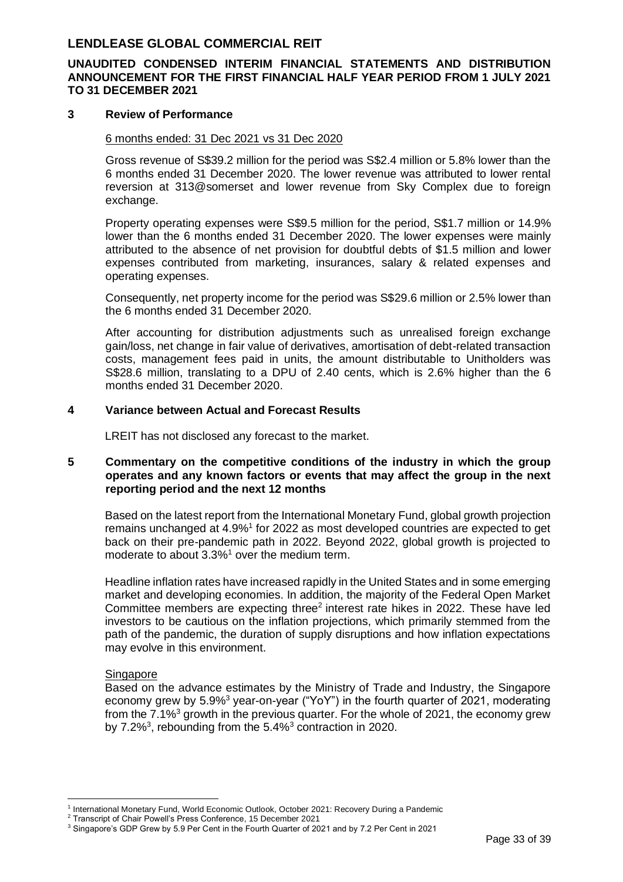## 3 Review of Performance

6 months ended: 31 Dec 2021 vs 31 Dec 2020

Gross revenue of S$39.2 million for the period was S$2.4 million or 5.8% lower than the 6 months ended 31 December 2020. The lower revenue was attributed to lower rental reversion at 313@somerset and lower revenue from Sky Complex due to foreign exchange.

Property operating expenses were S$9.5 million for the period, S$1.7 million or 14.9% lower than the 6 months ended 31 December 2020. The lower expenses were mainly attributed to the absence of net provision for doubtful debts of $1.5 million and lower expenses contributed from marketing, insurances, salary & related expenses and operating expenses.

Consequently, net property income for the period was S$29.6 million or 2.5% lower than the 6 months ended 31 December 2020.

After accounting for distribution adjustments such as unrealised foreign exchange gain/loss, net change in fair value of derivatives, amortisation of debt-related transaction costs, management fees paid in units, the amount distributable to Unitholders was S$28.6 million, translating to a DPU of 2.40 cents, which is 2.6% higher than the 6 months ended 31 December 2020.

## 4 Variance between Actual and Forecast Results

LREIT has not disclosed any forecast to the market.

## 5 Commentary on the competitive conditions of the industry in which the group operates and any known factors or events that may affect the group in the next reporting period and the next 12 months

Based on the latest report from the International Monetary Fund, global growth projection remains unchanged at 4.9%[1] for 2022 as most developed countries are expected to get back on their pre-pandemic path in 2022. Beyond 2022, global growth is projected to moderate to about 3.3%[1] over the medium term.

Headline inflation rates have increased rapidly in the United States and in some emerging market and developing economies. In addition, the majority of the Federal Open Market Committee members are expecting three[2] interest rate hikes in 2022. These have led investors to be cautious on the inflation projections, which primarily stemmed from the path of the pandemic, the duration of supply disruptions and how inflation expectations may evolve in this environment.

Singapore

Based on the advance estimates by the Ministry of Trade and Industry, the Singapore economy grew by 5.9%[3] year-on-year ("YoY") in the fourth quarter of 2021, moderating from the 7.1%[3] growth in the previous quarter. For the whole of 2021, the economy grew by 7.2%[3], rebounding from the 5.4%[3] contraction in 2020.

[1] International Monetary Fund, World Economic Outlook, October 2021: Recovery During a Pandemic

[2] Transcript of Chair Powell's Press Conference, 15 December 2021

[3] Singapore's GDP Grew by 5.9 Per Cent in the Fourth Quarter of 2021 and by 7.2 Per Cent in 2021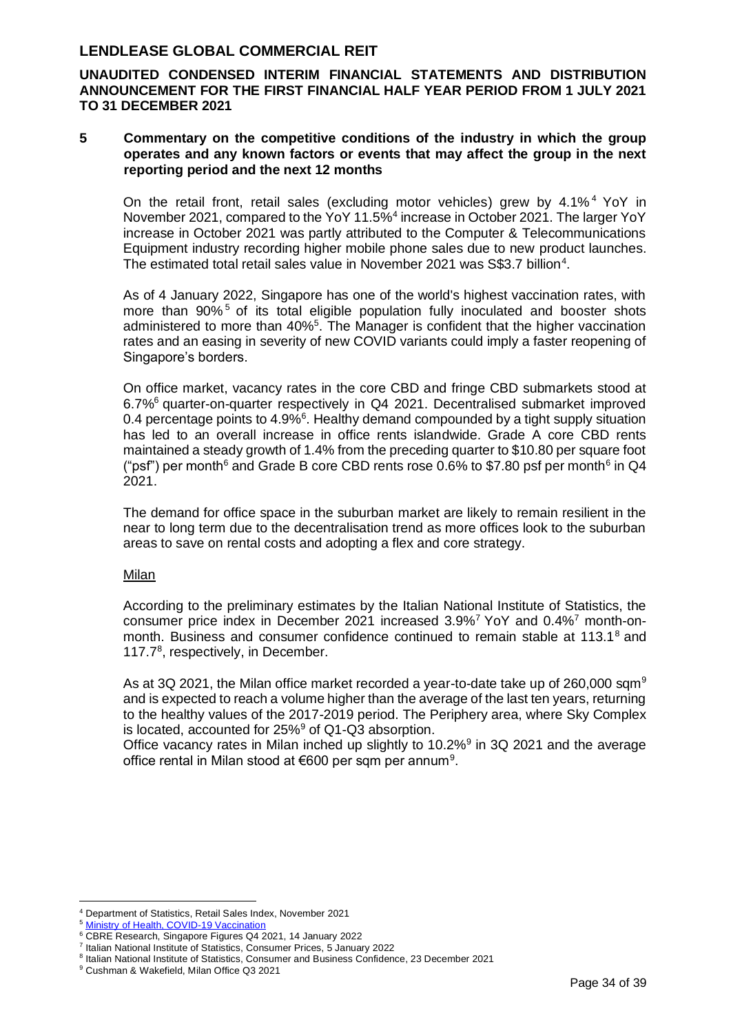## 5 Commentary on the competitive conditions of the industry in which the group operates and any known factors or events that may affect the group in the next reporting period and the next 12 months

On the retail front, retail sales (excluding motor vehicles) grew by 4.1%[4] YoY in November 2021, compared to the YoY 11.5%[4] increase in October 2021. The larger YoY increase in October 2021 was partly attributed to the Computer & Telecommunications Equipment industry recording higher mobile phone sales due to new product launches. The estimated total retail sales value in November 2021 was S$3.7 billion[4].

As of 4 January 2022, Singapore has one of the world's highest vaccination rates, with more than 90%[5] of its total eligible population fully inoculated and booster shots administered to more than 40%[5]. The Manager is confident that the higher vaccination rates and an easing in severity of new COVID variants could imply a faster reopening of Singapore's borders.

On office market, vacancy rates in the core CBD and fringe CBD submarkets stood at 6.7%[6] quarter-on-quarter respectively in Q4 2021. Decentralised submarket improved 0.4 percentage points to 4.9%[6]. Healthy demand compounded by a tight supply situation has led to an overall increase in office rents islandwide. Grade A core CBD rents maintained a steady growth of 1.4% from the preceding quarter to $10.80 per square foot ("psf") per month[6] and Grade B core CBD rents rose 0.6% to $7.80 psf per month[6] in Q4 2021.

The demand for office space in the suburban market are likely to remain resilient in the near to long term due to the decentralisation trend as more offices look to the suburban areas to save on rental costs and adopting a flex and core strategy.

Milan

According to the preliminary estimates by the Italian National Institute of Statistics, the consumer price index in December 2021 increased 3.9%[7] YoY and 0.4%[7] month-on-month. Business and consumer confidence continued to remain stable at 113.1[8] and 117.7[8], respectively, in December.

As at 3Q 2021, the Milan office market recorded a year-to-date take up of 260,000 sqm[9] and is expected to reach a volume higher than the average of the last ten years, returning to the healthy values of the 2017-2019 period. The Periphery area, where Sky Complex is located, accounted for 25%[9] of Q1-Q3 absorption.

Office vacancy rates in Milan inched up slightly to 10.2%[9] in 3Q 2021 and the average office rental in Milan stood at €600 per sqm per annum[9].

---

[4] Department of Statistics, Retail Sales Index, November 2021
[5] Ministry of Health, COVID-19 Vaccination
[6] CBRE Research, Singapore Figures Q4 2021, 14 January 2022
[7] Italian National Institute of Statistics, Consumer Prices, 5 January 2022
[8] Italian National Institute of Statistics, Consumer and Business Confidence, 23 December 2021
[9] Cushman & Wakefield, Milan Office Q3 2021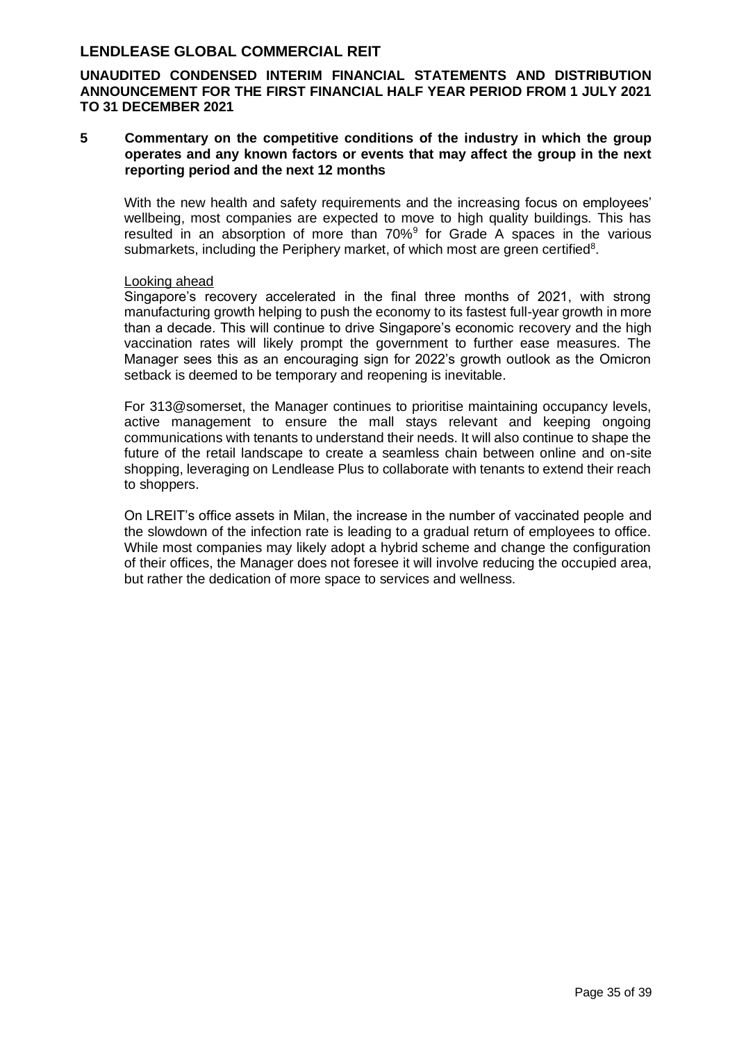## 5 Commentary on the competitive conditions of the industry in which the group operates and any known factors or events that may affect the group in the next reporting period and the next 12 months

With the new health and safety requirements and the increasing focus on employees' wellbeing, most companies are expected to move to high quality buildings. This has resulted in an absorption of more than 70%[9] for Grade A spaces in the various submarkets, including the Periphery market, of which most are green certified[8].

Looking ahead

Singapore's recovery accelerated in the final three months of 2021, with strong manufacturing growth helping to push the economy to its fastest full-year growth in more than a decade. This will continue to drive Singapore's economic recovery and the high vaccination rates will likely prompt the government to further ease measures. The Manager sees this as an encouraging sign for 2022's growth outlook as the Omicron setback is deemed to be temporary and reopening is inevitable.

For 313@somerset, the Manager continues to prioritise maintaining occupancy levels, active management to ensure the mall stays relevant and keeping ongoing communications with tenants to understand their needs. It will also continue to shape the future of the retail landscape to create a seamless chain between online and on-site shopping, leveraging on Lendlease Plus to collaborate with tenants to extend their reach to shoppers.

On LREIT's office assets in Milan, the increase in the number of vaccinated people and the slowdown of the infection rate is leading to a gradual return of employees to office. While most companies may likely adopt a hybrid scheme and change the configuration of their offices, the Manager does not foresee it will involve reducing the occupied area, but rather the dedication of more space to services and wellness.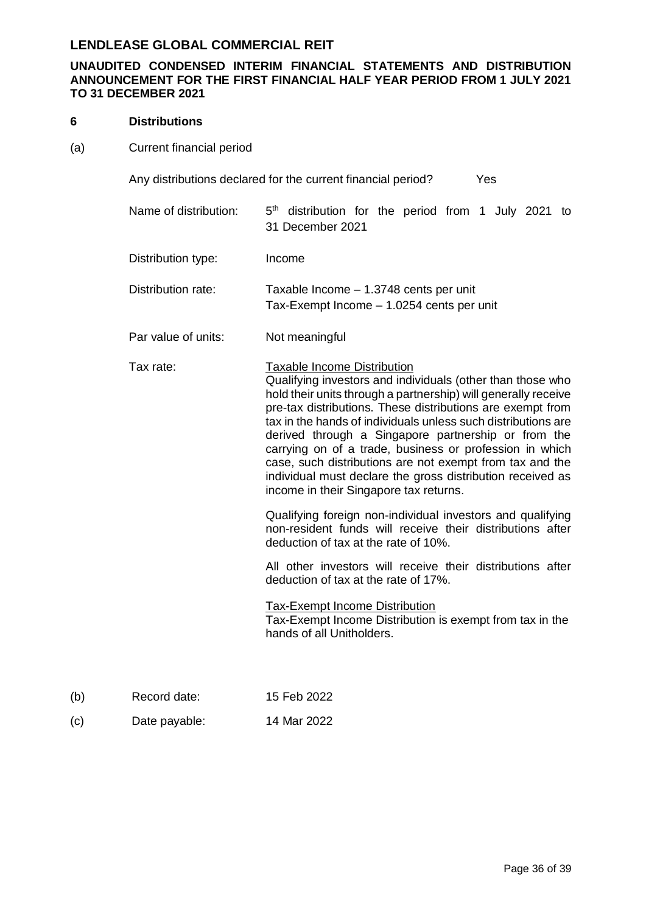# LENDLEASE GLOBAL COMMERCIAL REIT

**UNAUDITED CONDENSED INTERIM FINANCIAL STATEMENTS AND DISTRIBUTION ANNOUNCEMENT FOR THE FIRST FINANCIAL HALF YEAR PERIOD FROM 1 JULY 2021 TO 31 DECEMBER 2021**

## 6 Distributions

(a) Current financial period

Any distributions declared for the current financial period? Yes

| | |
|---|---|
| Name of distribution: | 5th distribution for the period from 1 July 2021 to 31 December 2021 |
| Distribution type: | Income |
| Distribution rate: | Taxable Income – 1.3748 cents per unit<br>Tax-Exempt Income – 1.0254 cents per unit |
| Par value of units: | Not meaningful |
| Tax rate: | Taxable Income Distribution<br>Qualifying investors and individuals (other than those who hold their units through a partnership) will generally receive pre-tax distributions. These distributions are exempt from tax in the hands of individuals unless such distributions are derived through a Singapore partnership or from the carrying on of a trade, business or profession in which case, such distributions are not exempt from tax and the individual must declare the gross distribution received as income in their Singapore tax returns.<br><br>Qualifying foreign non-individual investors and qualifying non-resident funds will receive their distributions after deduction of tax at the rate of 10%.<br><br>All other investors will receive their distributions after deduction of tax at the rate of 17%.<br><br>Tax-Exempt Income Distribution<br>Tax-Exempt Income Distribution is exempt from tax in the hands of all Unitholders. |

(b) Record date: 15 Feb 2022

(c) Date payable: 14 Mar 2022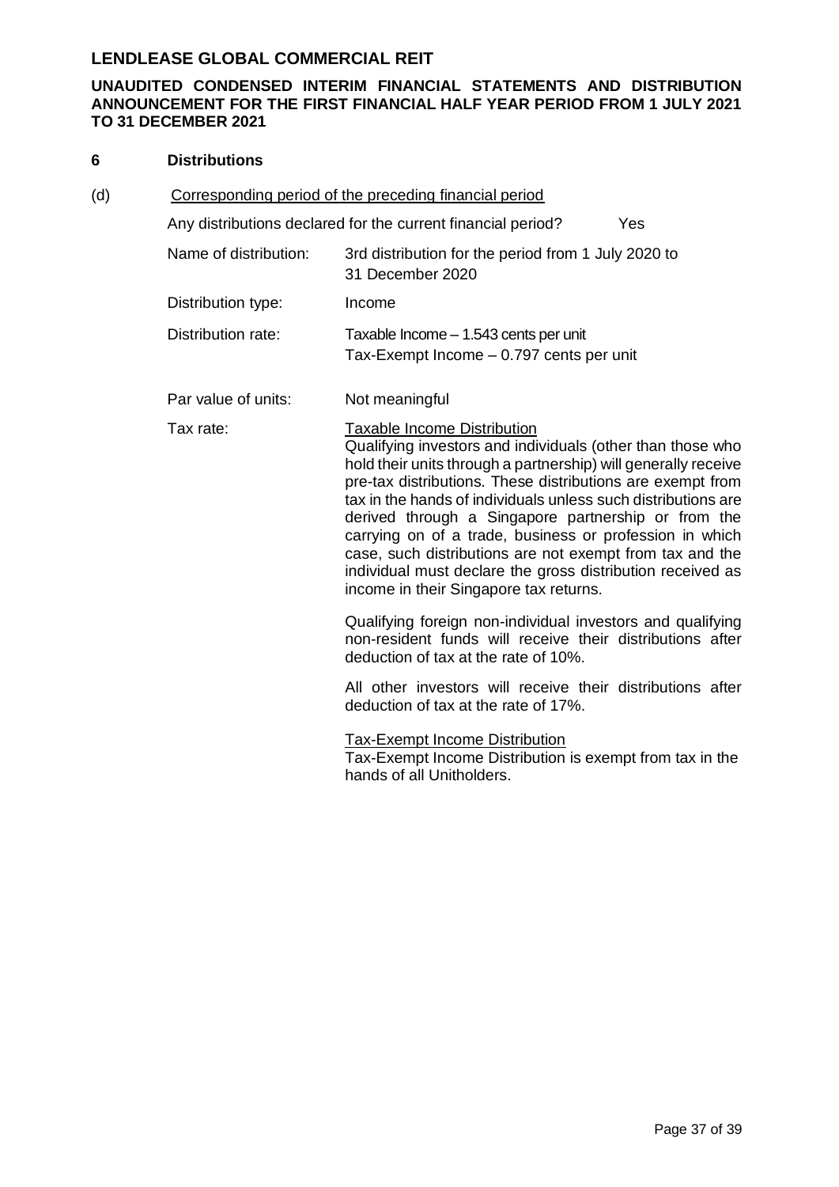## 6 Distributions

(d) Corresponding period of the preceding financial period

Any distributions declared for the current financial period? Yes

| | |
|---|---|
| Name of distribution: | 3rd distribution for the period from 1 July 2020 to 31 December 2020 |
| Distribution type: | Income |
| Distribution rate: | Taxable Income – 1.543 cents per unit<br>Tax-Exempt Income – 0.797 cents per unit |
| Par value of units: | Not meaningful |
| Tax rate: | Taxable Income Distribution<br>Qualifying investors and individuals (other than those who hold their units through a partnership) will generally receive pre-tax distributions. These distributions are exempt from tax in the hands of individuals unless such distributions are derived through a Singapore partnership or from the carrying on of a trade, business or profession in which case, such distributions are not exempt from tax and the individual must declare the gross distribution received as income in their Singapore tax returns.<br><br>Qualifying foreign non-individual investors and qualifying non-resident funds will receive their distributions after deduction of tax at the rate of 10%.<br><br>All other investors will receive their distributions after deduction of tax at the rate of 17%.<br><br>Tax-Exempt Income Distribution<br>Tax-Exempt Income Distribution is exempt from tax in the hands of all Unitholders. |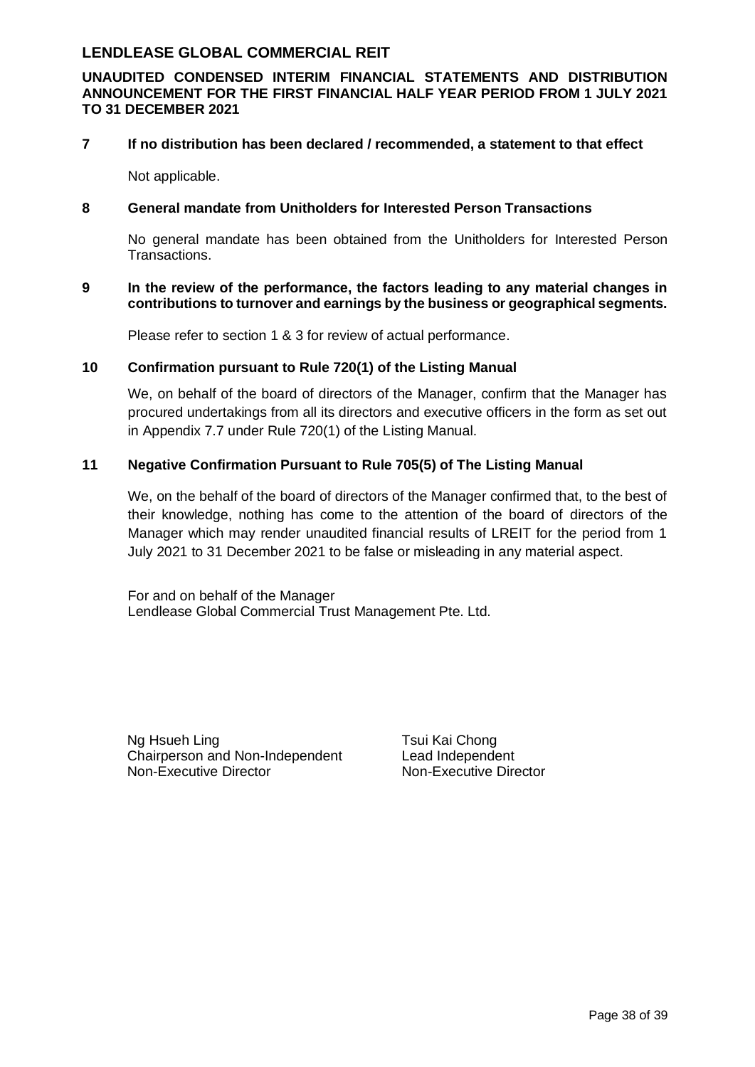**7 If no distribution has been declared / recommended, a statement to that effect**

Not applicable.

**8 General mandate from Unitholders for Interested Person Transactions**

No general mandate has been obtained from the Unitholders for Interested Person Transactions.

**9 In the review of the performance, the factors leading to any material changes in contributions to turnover and earnings by the business or geographical segments.**

Please refer to section 1 & 3 for review of actual performance.

**10 Confirmation pursuant to Rule 720(1) of the Listing Manual**

We, on behalf of the board of directors of the Manager, confirm that the Manager has procured undertakings from all its directors and executive officers in the form as set out in Appendix 7.7 under Rule 720(1) of the Listing Manual.

**11 Negative Confirmation Pursuant to Rule 705(5) of The Listing Manual**

We, on the behalf of the board of directors of the Manager confirmed that, to the best of their knowledge, nothing has come to the attention of the board of directors of the Manager which may render unaudited financial results of LREIT for the period from 1 July 2021 to 31 December 2021 to be false or misleading in any material aspect.

For and on behalf of the Manager
Lendlease Global Commercial Trust Management Pte. Ltd.

Ng Hsueh Ling
Chairperson and Non-Independent
Non-Executive Director

Tsui Kai Chong
Lead Independent
Non-Executive Director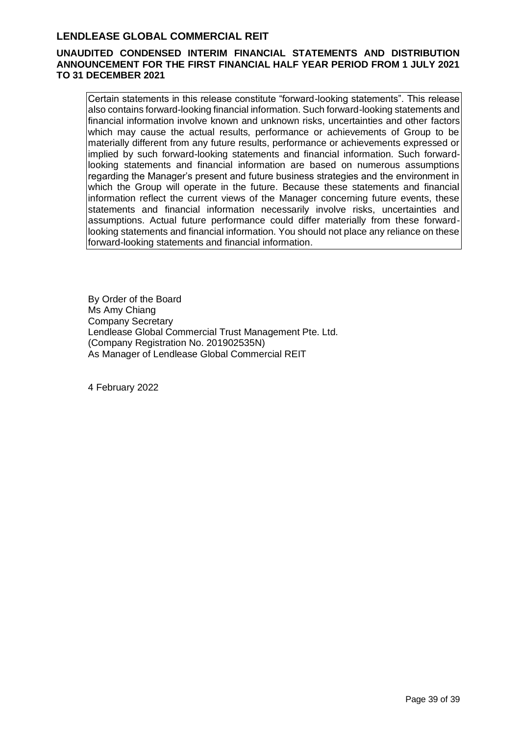Certain statements in this release constitute "forward-looking statements". This release also contains forward-looking financial information. Such forward-looking statements and financial information involve known and unknown risks, uncertainties and other factors which may cause the actual results, performance or achievements of Group to be materially different from any future results, performance or achievements expressed or implied by such forward-looking statements and financial information. Such forward-looking statements and financial information are based on numerous assumptions regarding the Manager's present and future business strategies and the environment in which the Group will operate in the future. Because these statements and financial information reflect the current views of the Manager concerning future events, these statements and financial information necessarily involve risks, uncertainties and assumptions. Actual future performance could differ materially from these forward-looking statements and financial information. You should not place any reliance on these forward-looking statements and financial information.

By Order of the Board
Ms Amy Chiang
Company Secretary
Lendlease Global Commercial Trust Management Pte. Ltd.
(Company Registration No. 201902535N)
As Manager of Lendlease Global Commercial REIT

4 February 2022